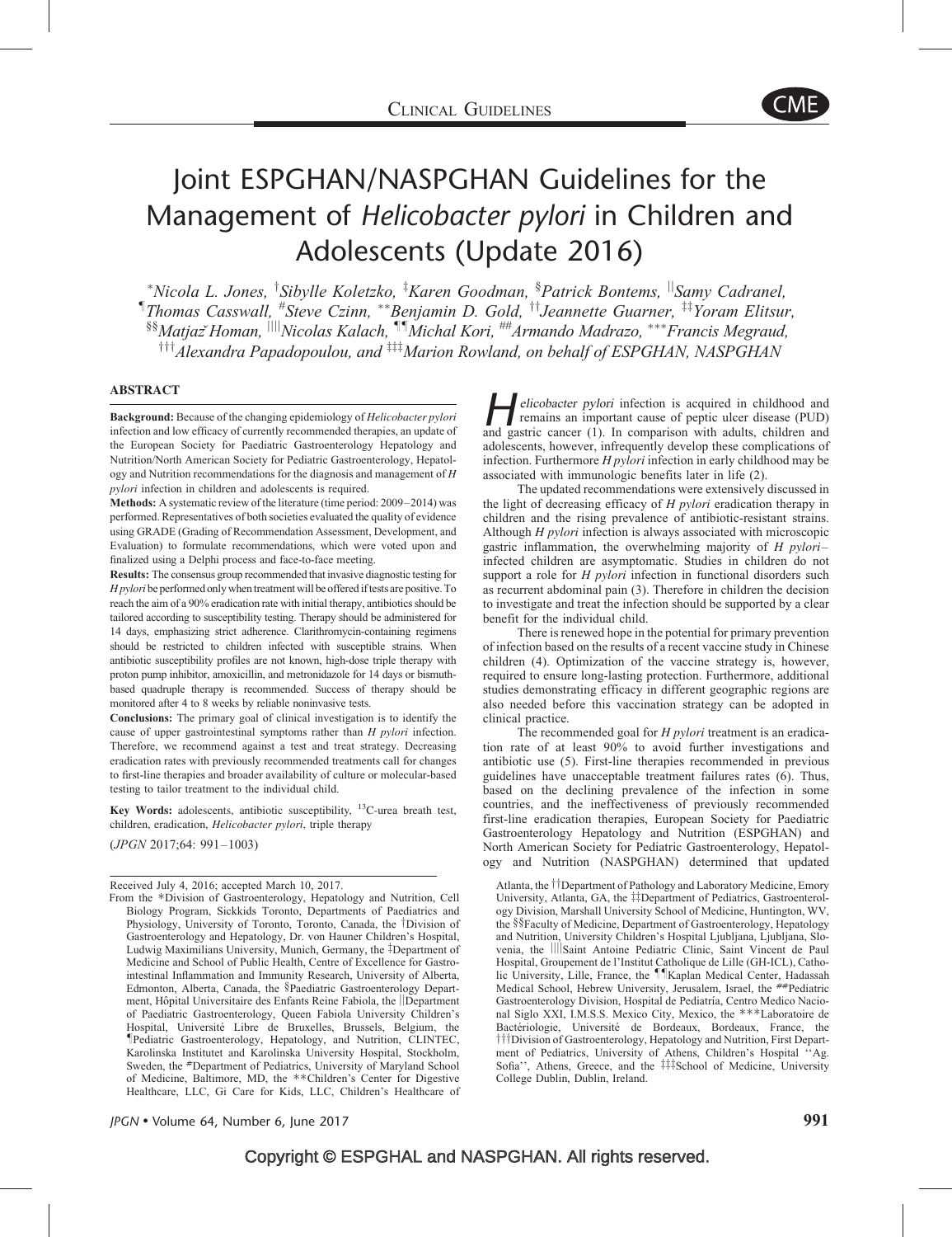# Joint ESPGHAN/NASPGHAN Guidelines for the Management of *Helicobacter pylori* in Children and Adolescents (Update 2016)

*Nicola L. Jones, †Sibylle Koletzko, ‡Karen Goodman, §Patrick Bontems, ||Samy Cadranel, ¶Thomas Casswall, #Steve Czinn, **Benjamin D. Gold, ††Jeannette Guarner, ‡‡Yoram Elitsur, §§Matjaž Homan, ||||Nicolas Kalach, ¶¶Michal Kori, ##Armando Madrazo, ***Francis Megraud, †††Alexandra Papadopoulou, and ‡‡‡Marion Rowland, on behalf of ESPGHAN, NASPGHAN

## ABSTRACT

**Background:** Because of the changing epidemiology of *Helicobacter pylori* infection and low efficacy of currently recommended therapies, an update of the European Society for Paediatric Gastroenterology Hepatology and Nutrition/North American Society for Pediatric Gastroenterology, Hepatology and Nutrition recommendations for the diagnosis and management of *H pylori* infection in children and adolescents is required.

**Methods:** A systematic review of the literature (time period: 2009–2014) was performed. Representatives of both societies evaluated the quality of evidence using GRADE (Grading of Recommendation Assessment, Development, and Evaluation) to formulate recommendations, which were voted upon and finalized using a Delphi process and face-to-face meeting.

**Results:** The consensus group recommended that invasive diagnostic testing for *H pylori* be performed only when treatment will be offered if tests are positive. To reach the aim of a 90% eradication rate with initial therapy, antibiotics should be tailored according to susceptibility testing. Therapy should be administered for 14 days, emphasizing strict adherence. Clarithromycin-containing regimens should be restricted to children infected with susceptible strains. When antibiotic susceptibility profiles are not known, high-dose triple therapy with proton pump inhibitor, amoxicillin, and metronidazole for 14 days or bismuth-based quadruple therapy is recommended. Success of therapy should be monitored after 4 to 8 weeks by reliable noninvasive tests.

**Conclusions:** The primary goal of clinical investigation is to identify the cause of upper gastrointestinal symptoms rather than *H pylori* infection. Therefore, we recommend against a test and treat strategy. Decreasing eradication rates with previously recommended treatments call for changes to first-line therapies and broader availability of culture or molecular-based testing to tailor treatment to the individual child.

**Key Words:** adolescents, antibiotic susceptibility, $^{13}$C-urea breath test, children, eradication, *Helicobacter pylori*, triple therapy

(*JPGN* 2017;64: 991–1003)

Received July 4, 2016; accepted March 10, 2017.

From the *Division of Gastroenterology, Hepatology and Nutrition, Cell Biology Program, Sickkids Toronto, Departments of Paediatrics and Physiology, University of Toronto, Toronto, Canada, the †Division of Gastroenterology and Hepatology, Dr. von Hauner Children's Hospital, Ludwig Maximilians University, Munich, Germany, the ‡Department of Medicine and School of Public Health, Centre of Excellence for Gastrointestinal Inflammation and Immunity Research, University of Alberta, Edmonton, Alberta, Canada, the §Paediatric Gastroenterology Department, Hôpital Universitaire des Enfants Reine Fabiola, the ||Department of Paediatric Gastroenterology, Queen Fabiola University Children's Hospital, Université Libre de Bruxelles, Brussels, Belgium, the ¶Pediatric Gastroenterology, Hepatology, and Nutrition, CLINTEC, Karolinska Institutet and Karolinska University Hospital, Stockholm, Sweden, the #Department of Pediatrics, University of Maryland School of Medicine, Baltimore, MD, the **Children's Center for Digestive Healthcare, LLC, Gi Care for Kids, LLC, Children's Healthcare of Atlanta, the ††Department of Pathology and Laboratory Medicine, Emory University, Atlanta, GA, the ‡‡Department of Pediatrics, Gastroenterology Division, Marshall University School of Medicine, Huntington, WV, the §§Faculty of Medicine, Department of Gastroenterology, Hepatology and Nutrition, University Children's Hospital Ljubljana, Ljubljana, Slovenia, the ||||Saint Antoine Pediatric Clinic, Saint Vincent de Paul Hospital, Groupement de l'Institut Catholique de Lille (GH-ICL), Catholic University, Lille, France, the ¶¶Kaplan Medical Center, Hadassah Medical School, Hebrew University, Jerusalem, Israel, the ##Pediatric Gastroenterology Division, Hospital de Pediatría, Centro Medico Nacional Siglo XXI, I.M.S.S. Mexico City, Mexico, the ***Laboratoire de Bactériologie, Université de Bordeaux, Bordeaux, France, the †††Division of Gastroenterology, Hepatology and Nutrition, First Department of Pediatrics, University of Athens, Children's Hospital "Ag. Sofia", Athens, Greece, and the ‡‡‡School of Medicine, University College Dublin, Dublin, Ireland.

*Helicobacter pylori* infection is acquired in childhood and remains an important cause of peptic ulcer disease (PUD) and gastric cancer (1). In comparison with adults, children and adolescents, however, infrequently develop these complications of infection. Furthermore *H pylori* infection in early childhood may be associated with immunologic benefits later in life (2).

The updated recommendations were extensively discussed in the light of decreasing efficacy of *H pylori* eradication therapy in children and the rising prevalence of antibiotic-resistant strains. Although *H pylori* infection is always associated with microscopic gastric inflammation, the overwhelming majority of *H pylori*–infected children are asymptomatic. Studies in children do not support a role for *H pylori* infection in functional disorders such as recurrent abdominal pain (3). Therefore in children the decision to investigate and treat the infection should be supported by a clear benefit for the individual child.

There is renewed hope in the potential for primary prevention of infection based on the results of a recent vaccine study in Chinese children (4). Optimization of the vaccine strategy is, however, required to ensure long-lasting protection. Furthermore, additional studies demonstrating efficacy in different geographic regions are also needed before this vaccination strategy can be adopted in clinical practice.

The recommended goal for *H pylori* treatment is an eradication rate of at least 90% to avoid further investigations and antibiotic use (5). First-line therapies recommended in previous guidelines have unacceptable treatment failures rates (6). Thus, based on the declining prevalence of the infection in some countries, and the ineffectiveness of previously recommended first-line eradication therapies, European Society for Paediatric Gastroenterology Hepatology and Nutrition (ESPGHAN) and North American Society for Pediatric Gastroenterology, Hepatology and Nutrition (NASPGHAN) determined that updated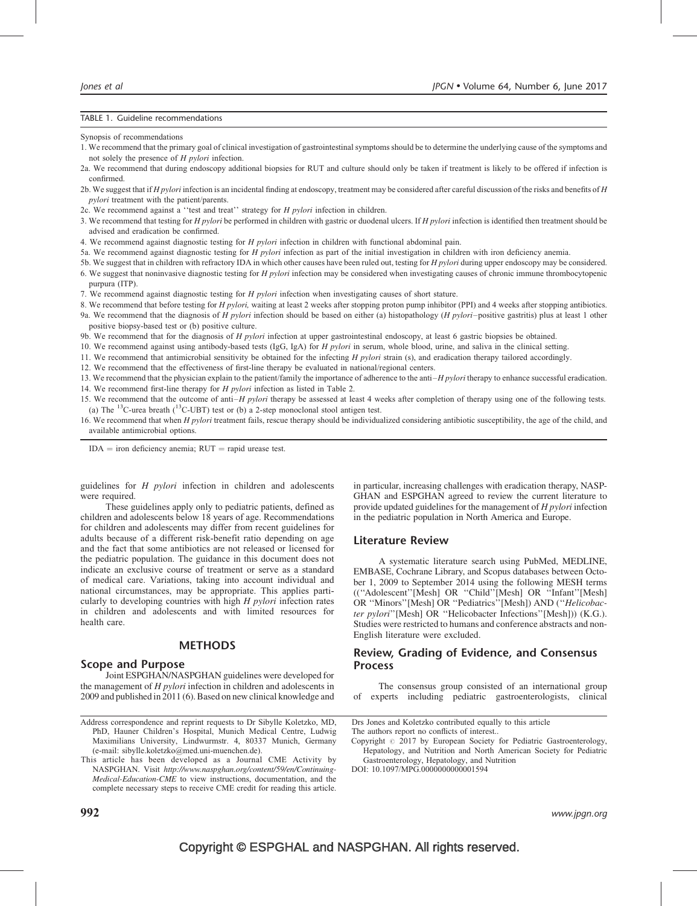TABLE 1. Guideline recommendations

Synopsis of recommendations

1. We recommend that the primary goal of clinical investigation of gastrointestinal symptoms should be to determine the underlying cause of the symptoms and not solely the presence of *H pylori* infection.

2a. We recommend that during endoscopy additional biopsies for RUT and culture should only be taken if treatment is likely to be offered if infection is confirmed.

2b. We suggest that if *H pylori* infection is an incidental finding at endoscopy, treatment may be considered after careful discussion of the risks and benefits of *H pylori* treatment with the patient/parents.

2c. We recommend against a ''test and treat'' strategy for *H pylori* infection in children.

3. We recommend that testing for *H pylori* be performed in children with gastric or duodenal ulcers. If *H pylori* infection is identified then treatment should be advised and eradication be confirmed.

4. We recommend against diagnostic testing for *H pylori* infection in children with functional abdominal pain.

5a. We recommend against diagnostic testing for *H pylori* infection as part of the initial investigation in children with iron deficiency anemia.

5b. We suggest that in children with refractory IDA in which other causes have been ruled out, testing for *H pylori* during upper endoscopy may be considered.

6. We suggest that noninvasive diagnostic testing for *H pylori* infection may be considered when investigating causes of chronic immune thrombocytopenic purpura (ITP).

7. We recommend against diagnostic testing for *H pylori* infection when investigating causes of short stature.

8. We recommend that before testing for *H pylori,* waiting at least 2 weeks after stopping proton pump inhibitor (PPI) and 4 weeks after stopping antibiotics.

9a. We recommend that the diagnosis of *H pylori* infection should be based on either (a) histopathology (*H pylori*–positive gastritis) plus at least 1 other positive biopsy-based test or (b) positive culture.

9b. We recommend that for the diagnosis of *H pylori* infection at upper gastrointestinal endoscopy, at least 6 gastric biopsies be obtained.

10. We recommend against using antibody-based tests (IgG, IgA) for *H pylori* in serum, whole blood, urine, and saliva in the clinical setting.

11. We recommend that antimicrobial sensitivity be obtained for the infecting *H pylori* strain (s), and eradication therapy tailored accordingly.

12. We recommend that the effectiveness of first-line therapy be evaluated in national/regional centers.

13. We recommend that the physician explain to the patient/family the importance of adherence to the anti–*H pylori* therapy to enhance successful eradication.

14. We recommend first-line therapy for *H pylori* infection as listed in Table 2.

15. We recommend that the outcome of anti–*H pylori* therapy be assessed at least 4 weeks after completion of therapy using one of the following tests. (a) The $^{13}$C-urea breath ($^{13}$C-UBT) test or (b) a 2-step monoclonal stool antigen test.

16. We recommend that when *H pylori* treatment fails, rescue therapy should be individualized considering antibiotic susceptibility, the age of the child, and available antimicrobial options.

IDA = iron deficiency anemia; RUT = rapid urease test.

guidelines for *H pylori* infection in children and adolescents were required.

These guidelines apply only to pediatric patients, defined as children and adolescents below 18 years of age. Recommendations for children and adolescents may differ from recent guidelines for adults because of a different risk-benefit ratio depending on age and the fact that some antibiotics are not released or licensed for the pediatric population. The guidance in this document does not indicate an exclusive course of treatment or serve as a standard of medical care. Variations, taking into account individual and national circumstances, may be appropriate. This applies particularly to developing countries with high *H pylori* infection rates in children and adolescents and with limited resources for health care.

## METHODS

### Scope and Purpose

Joint ESPGHAN/NASPGHAN guidelines were developed for the management of *H pylori* infection in children and adolescents in 2009 and published in 2011 (6). Based on new clinical knowledge and in particular, increasing challenges with eradication therapy, NASPGHAN and ESPGHAN agreed to review the current literature to provide updated guidelines for the management of *H pylori* infection in the pediatric population in North America and Europe.

### Literature Review

A systematic literature search using PubMed, MEDLINE, EMBASE, Cochrane Library, and Scopus databases between October 1, 2009 to September 2014 using the following MESH terms ((''Adolescent''[Mesh] OR ''Child''[Mesh] OR ''Infant''[Mesh] OR ''Minors''[Mesh] OR ''Pediatrics''[Mesh]) AND (''*Helicobacter pylori*''[Mesh] OR ''Helicobacter Infections''[Mesh])) (K.G.). Studies were restricted to humans and conference abstracts and non-English literature were excluded.

### Review, Grading of Evidence, and Consensus Process

The consensus group consisted of an international group of experts including pediatric gastroenterologists, clinical

Address correspondence and reprint requests to Dr Sibylle Koletzko, MD, PhD, Hauner Children's Hospital, Munich Medical Centre, Ludwig Maximilians University, Lindwurmstr. 4, 80337 Munich, Germany (e-mail: sibylle.koletzko@med.uni-muenchen.de).

This article has been developed as a Journal CME Activity by NASPGHAN. Visit *http://www.naspghan.org/content/59/en/Continuing-Medical-Education-CME* to view instructions, documentation, and the complete necessary steps to receive CME credit for reading this article.

Drs Jones and Koletzko contributed equally to this article

The authors report no conflicts of interest..

Copyright © 2017 by European Society for Pediatric Gastroenterology, Hepatology, and Nutrition and North American Society for Pediatric Gastroenterology, Hepatology, and Nutrition

DOI: 10.1097/MPG.0000000000001594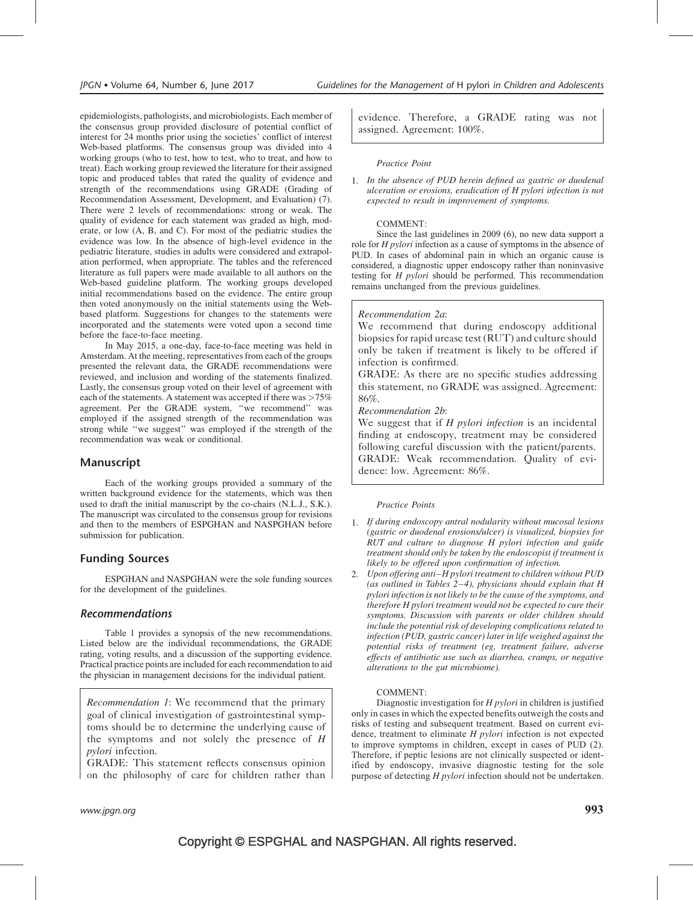epidemiologists, pathologists, and microbiologists. Each member of the consensus group provided disclosure of potential conflict of interest for 24 months prior using the societies' conflict of interest Web-based platforms. The consensus group was divided into 4 working groups (who to test, how to test, who to treat, and how to treat). Each working group reviewed the literature for their assigned topic and produced tables that rated the quality of evidence and strength of the recommendations using GRADE (Grading of Recommendation Assessment, Development, and Evaluation) (7). There were 2 levels of recommendations: strong or weak. The quality of evidence for each statement was graded as high, moderate, or low (A, B, and C). For most of the pediatric studies the evidence was low. In the absence of high-level evidence in the pediatric literature, studies in adults were considered and extrapolation performed, when appropriate. The tables and the referenced literature as full papers were made available to all authors on the Web-based guideline platform. The working groups developed initial recommendations based on the evidence. The entire group then voted anonymously on the initial statements using the Web-based platform. Suggestions for changes to the statements were incorporated and the statements were voted upon a second time before the face-to-face meeting.

In May 2015, a one-day, face-to-face meeting was held in Amsterdam. At the meeting, representatives from each of the groups presented the relevant data, the GRADE recommendations were reviewed, and inclusion and wording of the statements finalized. Lastly, the consensus group voted on their level of agreement with each of the statements. A statement was accepted if there was >75% agreement. Per the GRADE system, "we recommend" was employed if the assigned strength of the recommendation was strong while "we suggest" was employed if the strength of the recommendation was weak or conditional.

## Manuscript

Each of the working groups provided a summary of the written background evidence for the statements, which was then used to draft the initial manuscript by the co-chairs (N.L.J., S.K.). The manuscript was circulated to the consensus group for revisions and then to the members of ESPGHAN and NASPGHAN before submission for publication.

## Funding Sources

ESPGHAN and NASPGHAN were the sole funding sources for the development of the guidelines.

### *Recommendations*

Table 1 provides a synopsis of the new recommendations. Listed below are the individual recommendations, the GRADE rating, voting results, and a discussion of the supporting evidence. Practical practice points are included for each recommendation to aid the physician in management decisions for the individual patient.

> *Recommendation 1*: We recommend that the primary goal of clinical investigation of gastrointestinal symptoms should be to determine the underlying cause of the symptoms and not solely the presence of *H pylori* infection.
>
> GRADE: This statement reflects consensus opinion on the philosophy of care for children rather than evidence. Therefore, a GRADE rating was not assigned. Agreement: 100%.

*Practice Point*

1. *In the absence of PUD herein defined as gastric or duodenal ulceration or erosions, eradication of H pylori infection is not expected to result in improvement of symptoms.*

COMMENT:

Since the last guidelines in 2009 (6), no new data support a role for *H pylori* infection as a cause of symptoms in the absence of PUD. In cases of abdominal pain in which an organic cause is considered, a diagnostic upper endoscopy rather than noninvasive testing for *H pylori* should be performed. This recommendation remains unchanged from the previous guidelines.

> *Recommendation 2a*:
> We recommend that during endoscopy additional biopsies for rapid urease test (RUT) and culture should only be taken if treatment is likely to be offered if infection is confirmed.
>
> GRADE: As there are no specific studies addressing this statement, no GRADE was assigned. Agreement: 86%.
>
> *Recommendation 2b*:
> We suggest that if *H pylori infection* is an incidental finding at endoscopy, treatment may be considered following careful discussion with the patient/parents.
>
> GRADE: Weak recommendation. Quality of evidence: low. Agreement: 86%.

*Practice Points*

1. *If during endoscopy antral nodularity without mucosal lesions (gastric or duodenal erosions/ulcer) is visualized, biopsies for RUT and culture to diagnose H pylori infection and guide treatment should only be taken by the endoscopist if treatment is likely to be offered upon confirmation of infection.*
2. *Upon offering anti–H pylori treatment to children without PUD (as outlined in Tables 2–4), physicians should explain that H pylori infection is not likely to be the cause of the symptoms, and therefore H pylori treatment would not be expected to cure their symptoms. Discussion with parents or older children should include the potential risk of developing complications related to infection (PUD, gastric cancer) later in life weighed against the potential risks of treatment (eg, treatment failure, adverse effects of antibiotic use such as diarrhea, cramps, or negative alterations to the gut microbiome).*

COMMENT:

Diagnostic investigation for *H pylori* in children is justified only in cases in which the expected benefits outweigh the costs and risks of testing and subsequent treatment. Based on current evidence, treatment to eliminate *H pylori* infection is not expected to improve symptoms in children, except in cases of PUD (2). Therefore, if peptic lesions are not clinically suspected or identified by endoscopy, invasive diagnostic testing for the sole purpose of detecting *H pylori* infection should not be undertaken.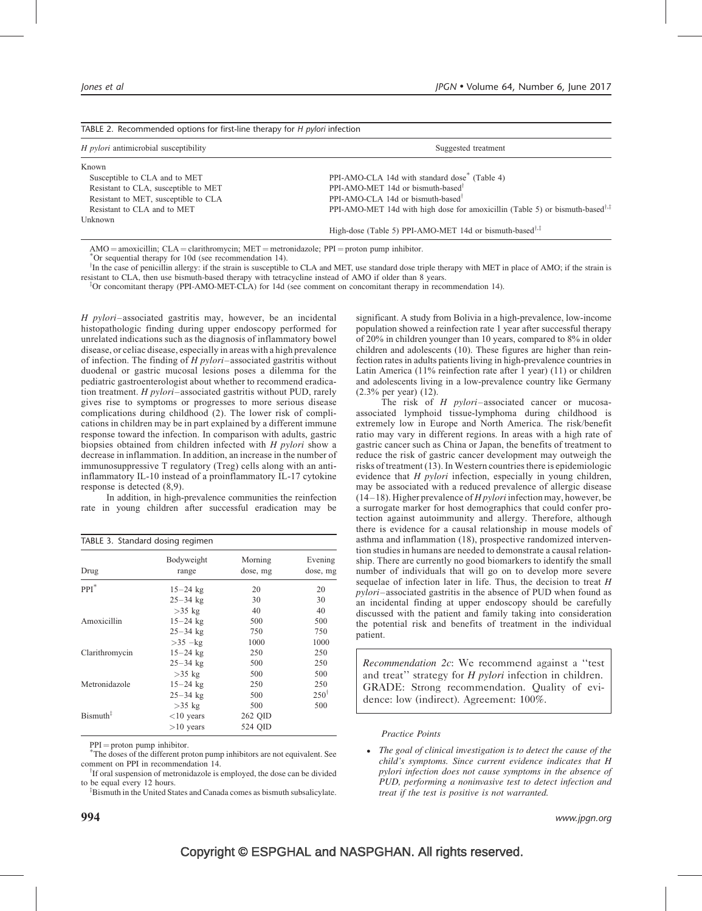TABLE 2. Recommended options for first-line therapy for *H pylori* infection

| *H pylori* antimicrobial susceptibility | Suggested treatment |
|---|---|
| Known | |
| Susceptible to CLA and to MET | PPI-AMO-CLA 14d with standard dose* (Table 4) |
| Resistant to CLA, susceptible to MET | PPI-AMO-MET 14d or bismuth-based† |
| Resistant to MET, susceptible to CLA | PPI-AMO-CLA 14d or bismuth-based† |
| Resistant to CLA and to MET | PPI-AMO-MET 14d with high dose for amoxicillin (Table 5) or bismuth-based†,‡ |
| Unknown | |
| | High-dose (Table 5) PPI-AMO-MET 14d or bismuth-based†,‡ |

AMO = amoxicillin; CLA = clarithromycin; MET = metronidazole; PPI = proton pump inhibitor.
*Or sequential therapy for 10d (see recommendation 14).
†In the case of penicillin allergy: if the strain is susceptible to CLA and MET, use standard dose triple therapy with MET in place of AMO; if the strain is resistant to CLA, then use bismuth-based therapy with tetracycline instead of AMO if older than 8 years.
‡Or concomitant therapy (PPI-AMO-MET-CLA) for 14d (see comment on concomitant therapy in recommendation 14).

*H pylori*–associated gastritis may, however, be an incidental histopathologic finding during upper endoscopy performed for unrelated indications such as the diagnosis of inflammatory bowel disease, or celiac disease, especially in areas with a high prevalence of infection. The finding of *H pylori*–associated gastritis without duodenal or gastric mucosal lesions poses a dilemma for the pediatric gastroenterologist about whether to recommend eradication treatment. *H pylori*–associated gastritis without PUD, rarely gives rise to symptoms or progresses to more serious disease complications during childhood (2). The lower risk of complications in children may be in part explained by a different immune response toward the infection. In comparison with adults, gastric biopsies obtained from children infected with *H pylori* show a decrease in inflammation. In addition, an increase in the number of immunosuppressive T regulatory (Treg) cells along with an anti-inflammatory IL-10 instead of a proinflammatory IL-17 cytokine response is detected (8,9).

In addition, in high-prevalence communities the reinfection rate in young children after successful eradication may be significant. A study from Bolivia in a high-prevalence, low-income population showed a reinfection rate 1 year after successful therapy of 20% in children younger than 10 years, compared to 8% in older children and adolescents (10). These figures are higher than reinfection rates in adults patients living in high-prevalence countries in Latin America (11% reinfection rate after 1 year) (11) or children and adolescents living in a low-prevalence country like Germany (2.3% per year) (12).

The risk of *H pylori*–associated cancer or mucosa-associated lymphoid tissue-lymphoma during childhood is extremely low in Europe and North America. The risk/benefit ratio may vary in different regions. In areas with a high rate of gastric cancer such as China or Japan, the benefits of treatment to reduce the risk of gastric cancer development may outweigh the risks of treatment (13). In Western countries there is epidemiologic evidence that *H pylori* infection, especially in young children, may be associated with a reduced prevalence of allergic disease (14–18). Higher prevalence of *H pylori* infection may, however, be a surrogate marker for host demographics that could confer protection against autoimmunity and allergy. Therefore, although there is evidence for a causal relationship in mouse models of asthma and inflammation (18), prospective randomized intervention studies in humans are needed to demonstrate a causal relationship. There are currently no good biomarkers to identify the small number of individuals that will go on to develop more severe sequelae of infection later in life. Thus, the decision to treat *H pylori*–associated gastritis in the absence of PUD when found as an incidental finding at upper endoscopy should be carefully discussed with the patient and family taking into consideration the potential risk and benefits of treatment in the individual patient.

TABLE 3. Standard dosing regimen

| Drug | Bodyweight range | Morning dose, mg | Evening dose, mg |
|---|---|---|---|
| PPI* | 15–24 kg | 20 | 20 |
| | 25–34 kg | 30 | 30 |
| | >35 kg | 40 | 40 |
| Amoxicillin | 15–24 kg | 500 | 500 |
| | 25–34 kg | 750 | 750 |
| | >35 –kg | 1000 | 1000 |
| Clarithromycin | 15–24 kg | 250 | 250 |
| | 25–34 kg | 500 | 250 |
| | >35 kg | 500 | 500 |
| Metronidazole | 15–24 kg | 250 | 250 |
| | 25–34 kg | 500 | 250† |
| | >35 kg | 500 | 500 |
| Bismuth‡ | <10 years | 262 QID | |
| | >10 years | 524 QID | |

PPI = proton pump inhibitor.
*The doses of the different proton pump inhibitors are not equivalent. See comment on PPI in recommendation 14.
†If oral suspension of metronidazole is employed, the dose can be divided to be equal every 12 hours.
‡Bismuth in the United States and Canada comes as bismuth subsalicylate.

*Recommendation 2c*: We recommend against a "test and treat" strategy for *H pylori* infection in children. GRADE: Strong recommendation. Quality of evidence: low (indirect). Agreement: 100%.

*Practice Points*

- *The goal of clinical investigation is to detect the cause of the child's symptoms. Since current evidence indicates that H pylori infection does not cause symptoms in the absence of PUD, performing a noninvasive test to detect infection and treat if the test is positive is not warranted.*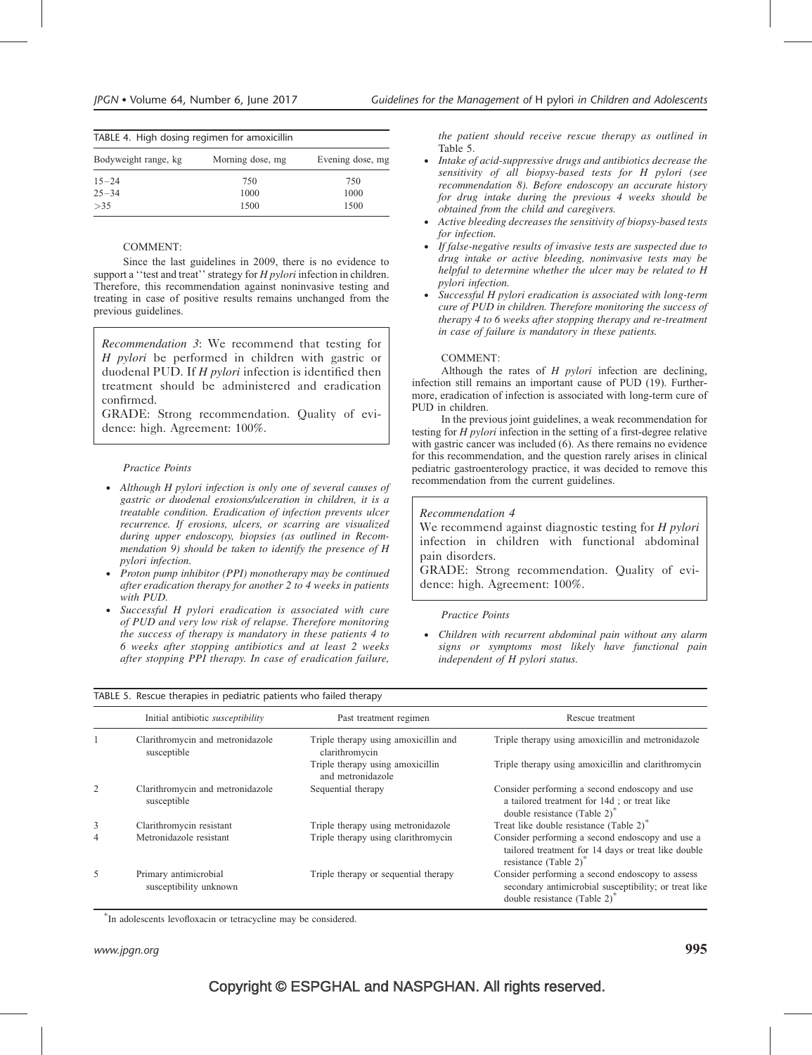TABLE 4. High dosing regimen for amoxicillin

| Bodyweight range, kg | Morning dose, mg | Evening dose, mg |
|---|---|---|
| 15–24 | 750 | 750 |
| 25–34 | 1000 | 1000 |
| >35 | 1500 | 1500 |

COMMENT:

Since the last guidelines in 2009, there is no evidence to support a ''test and treat'' strategy for *H pylori* infection in children. Therefore, this recommendation against noninvasive testing and treating in case of positive results remains unchanged from the previous guidelines.

> *Recommendation 3*: We recommend that testing for *H pylori* be performed in children with gastric or duodenal PUD. If *H pylori* infection is identified then treatment should be administered and eradication confirmed.
>
> GRADE: Strong recommendation. Quality of evidence: high. Agreement: 100%.

*Practice Points*

- *Although H pylori infection is only one of several causes of gastric or duodenal erosions/ulceration in children, it is a treatable condition. Eradication of infection prevents ulcer recurrence. If erosions, ulcers, or scarring are visualized during upper endoscopy, biopsies (as outlined in Recommendation 9) should be taken to identify the presence of H pylori infection.*
- *Proton pump inhibitor (PPI) monotherapy may be continued after eradication therapy for another 2 to 4 weeks in patients with PUD.*
- *Successful H pylori eradication is associated with cure of PUD and very low risk of relapse. Therefore monitoring the success of therapy is mandatory in these patients 4 to 6 weeks after stopping antibiotics and at least 2 weeks after stopping PPI therapy. In case of eradication failure, the patient should receive rescue therapy as outlined in Table 5.*
- *Intake of acid-suppressive drugs and antibiotics decrease the sensitivity of all biopsy-based tests for H pylori (see recommendation 8). Before endoscopy an accurate history for drug intake during the previous 4 weeks should be obtained from the child and caregivers.*
- *Active bleeding decreases the sensitivity of biopsy-based tests for infection.*
- *If false-negative results of invasive tests are suspected due to drug intake or active bleeding, noninvasive tests may be helpful to determine whether the ulcer may be related to H pylori infection.*
- *Successful H pylori eradication is associated with long-term cure of PUD in children. Therefore monitoring the success of therapy 4 to 6 weeks after stopping therapy and re-treatment in case of failure is mandatory in these patients.*

COMMENT:

Although the rates of *H pylori* infection are declining, infection still remains an important cause of PUD (19). Furthermore, eradication of infection is associated with long-term cure of PUD in children.

In the previous joint guidelines, a weak recommendation for testing for *H pylori* infection in the setting of a first-degree relative with gastric cancer was included (6). As there remains no evidence for this recommendation, and the question rarely arises in clinical pediatric gastroenterology practice, it was decided to remove this recommendation from the current guidelines.

> *Recommendation 4*
>
> We recommend against diagnostic testing for *H pylori* infection in children with functional abdominal pain disorders.
>
> GRADE: Strong recommendation. Quality of evidence: high. Agreement: 100%.

*Practice Points*

- *Children with recurrent abdominal pain without any alarm signs or symptoms most likely have functional pain independent of H pylori status.*

TABLE 5. Rescue therapies in pediatric patients who failed therapy

| | Initial antibiotic *susceptibility* | Past treatment regimen | Rescue treatment |
|---|---|---|---|
| 1 | Clarithromycin and metronidazole susceptible | Triple therapy using amoxicillin and clarithromycin | Triple therapy using amoxicillin and metronidazole |
| | | Triple therapy using amoxicillin and metronidazole | Triple therapy using amoxicillin and clarithromycin |
| 2 | Clarithromycin and metronidazole susceptible | Sequential therapy | Consider performing a second endoscopy and use a tailored treatment for 14d ; or treat like double resistance (Table 2)* |
| 3 | Clarithromycin resistant | Triple therapy using metronidazole | Treat like double resistance (Table 2)* |
| 4 | Metronidazole resistant | Triple therapy using clarithromycin | Consider performing a second endoscopy and use a tailored treatment for 14 days or treat like double resistance (Table 2)* |
| 5 | Primary antimicrobial susceptibility unknown | Triple therapy or sequential therapy | Consider performing a second endoscopy to assess secondary antimicrobial susceptibility; or treat like double resistance (Table 2)* |

*In adolescents levofloxacin or tetracycline may be considered.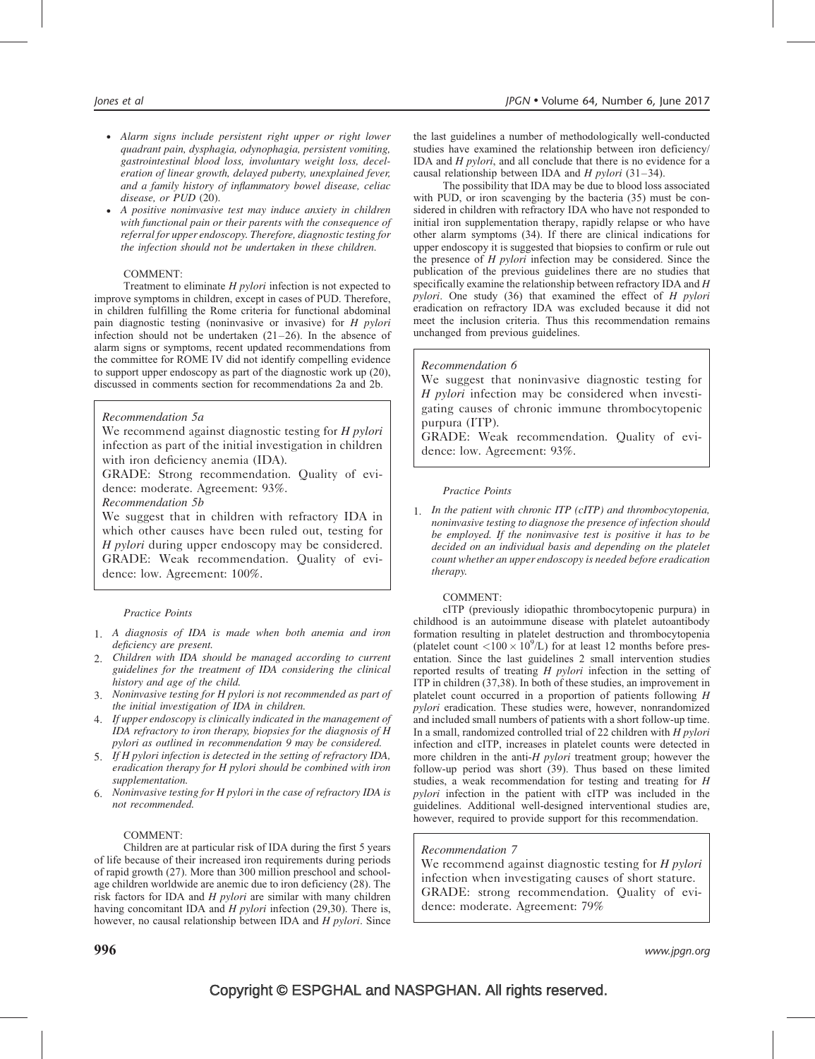- *Alarm signs include persistent right upper or right lower quadrant pain, dysphagia, odynophagia, persistent vomiting, gastrointestinal blood loss, involuntary weight loss, deceleration of linear growth, delayed puberty, unexplained fever, and a family history of inflammatory bowel disease, celiac disease, or PUD (20).*
- *A positive noninvasive test may induce anxiety in children with functional pain or their parents with the consequence of referral for upper endoscopy. Therefore, diagnostic testing for the infection should not be undertaken in these children.*

COMMENT:

Treatment to eliminate *H pylori* infection is not expected to improve symptoms in children, except in cases of PUD. Therefore, in children fulfilling the Rome criteria for functional abdominal pain diagnostic testing (noninvasive or invasive) for *H pylori* infection should not be undertaken (21–26). In the absence of alarm signs or symptoms, recent updated recommendations from the committee for ROME IV did not identify compelling evidence to support upper endoscopy as part of the diagnostic work up (20), discussed in comments section for recommendations 2a and 2b.

> *Recommendation 5a*
>
> We recommend against diagnostic testing for *H pylori* infection as part of the initial investigation in children with iron deficiency anemia (IDA).
>
> GRADE: Strong recommendation. Quality of evidence: moderate. Agreement: 93%.
>
> *Recommendation 5b*
>
> We suggest that in children with refractory IDA in which other causes have been ruled out, testing for *H pylori* during upper endoscopy may be considered.
>
> GRADE: Weak recommendation. Quality of evidence: low. Agreement: 100%.

*Practice Points*

1. *A diagnosis of IDA is made when both anemia and iron deficiency are present.*
2. *Children with IDA should be managed according to current guidelines for the treatment of IDA considering the clinical history and age of the child.*
3. *Noninvasive testing for H pylori is not recommended as part of the initial investigation of IDA in children.*
4. *If upper endoscopy is clinically indicated in the management of IDA refractory to iron therapy, biopsies for the diagnosis of H pylori as outlined in recommendation 9 may be considered.*
5. *If H pylori infection is detected in the setting of refractory IDA, eradication therapy for H pylori should be combined with iron supplementation.*
6. *Noninvasive testing for H pylori in the case of refractory IDA is not recommended.*

COMMENT:

Children are at particular risk of IDA during the first 5 years of life because of their increased iron requirements during periods of rapid growth (27). More than 300 million preschool and school-age children worldwide are anemic due to iron deficiency (28). The risk factors for IDA and *H pylori* are similar with many children having concomitant IDA and *H pylori* infection (29,30). There is, however, no causal relationship between IDA and *H pylori*. Since the last guidelines a number of methodologically well-conducted studies have examined the relationship between iron deficiency/IDA and *H pylori*, and all conclude that there is no evidence for a causal relationship between IDA and *H pylori* (31–34).

The possibility that IDA may be due to blood loss associated with PUD, or iron scavenging by the bacteria (35) must be considered in children with refractory IDA who have not responded to initial iron supplementation therapy, rapidly relapse or who have other alarm symptoms (34). If there are clinical indications for upper endoscopy it is suggested that biopsies to confirm or rule out the presence of *H pylori* infection may be considered. Since the publication of the previous guidelines there are no studies that specifically examine the relationship between refractory IDA and *H pylori*. One study (36) that examined the effect of *H pylori* eradication on refractory IDA was excluded because it did not meet the inclusion criteria. Thus this recommendation remains unchanged from previous guidelines.

> *Recommendation 6*
>
> We suggest that noninvasive diagnostic testing for *H pylori* infection may be considered when investigating causes of chronic immune thrombocytopenic purpura (ITP).
>
> GRADE: Weak recommendation. Quality of evidence: low. Agreement: 93%.

*Practice Points*

1. *In the patient with chronic ITP (cITP) and thrombocytopenia, noninvasive testing to diagnose the presence of infection should be employed. If the noninvasive test is positive it has to be decided on an individual basis and depending on the platelet count whether an upper endoscopy is needed before eradication therapy.*

COMMENT:

cITP (previously idiopathic thrombocytopenic purpura) in childhood is an autoimmune disease with platelet autoantibody formation resulting in platelet destruction and thrombocytopenia (platelet count $<100 \times 10^9$/L) for at least 12 months before presentation. Since the last guidelines 2 small intervention studies reported results of treating *H pylori* infection in the setting of ITP in children (37,38). In both of these studies, an improvement in platelet count occurred in a proportion of patients following *H pylori* eradication. These studies were, however, nonrandomized and included small numbers of patients with a short follow-up time. In a small, randomized controlled trial of 22 children with *H pylori* infection and cITP, increases in platelet counts were detected in more children in the anti-*H pylori* treatment group; however the follow-up period was short (39). Thus based on these limited studies, a weak recommendation for testing and treating for *H pylori* infection in the patient with cITP was included in the guidelines. Additional well-designed interventional studies are, however, required to provide support for this recommendation.

> *Recommendation 7*
>
> We recommend against diagnostic testing for *H pylori* infection when investigating causes of short stature.
>
> GRADE: strong recommendation. Quality of evidence: moderate. Agreement: 79%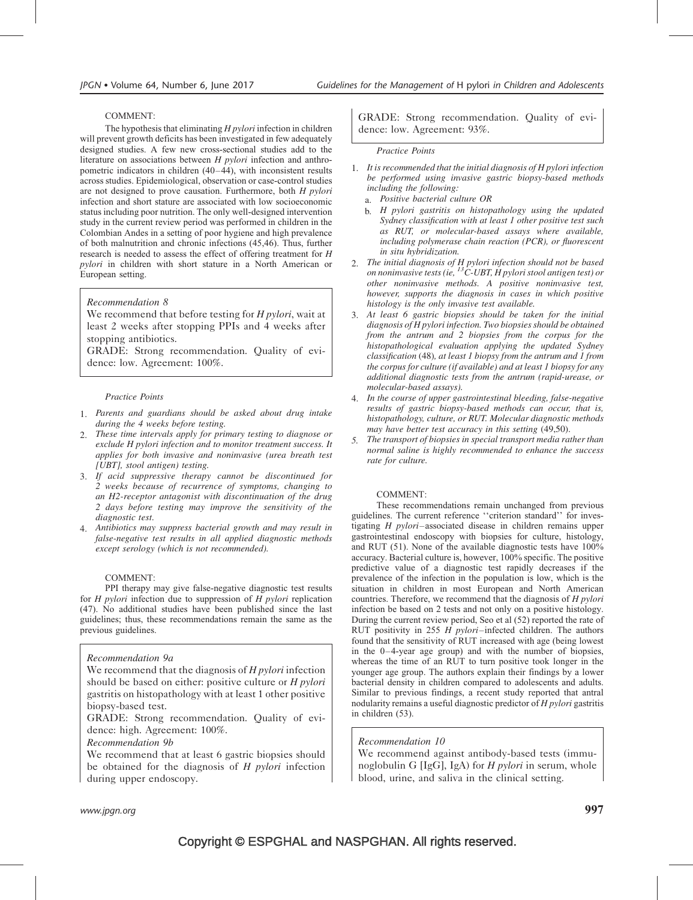COMMENT:

The hypothesis that eliminating *H pylori* infection in children will prevent growth deficits has been investigated in few adequately designed studies. A few new cross-sectional studies add to the literature on associations between *H pylori* infection and anthropometric indicators in children (40–44), with inconsistent results across studies. Epidemiological, observation or case-control studies are not designed to prove causation. Furthermore, both *H pylori* infection and short stature are associated with low socioeconomic status including poor nutrition. The only well-designed intervention study in the current review period was performed in children in the Colombian Andes in a setting of poor hygiene and high prevalence of both malnutrition and chronic infections (45,46). Thus, further research is needed to assess the effect of offering treatment for *H pylori* in children with short stature in a North American or European setting.

*Recommendation 8*

We recommend that before testing for *H pylori*, wait at least 2 weeks after stopping PPIs and 4 weeks after stopping antibiotics.

GRADE: Strong recommendation. Quality of evidence: low. Agreement: 100%.

*Practice Points*

1. *Parents and guardians should be asked about drug intake during the 4 weeks before testing.*
2. *These time intervals apply for primary testing to diagnose or exclude H pylori infection and to monitor treatment success. It applies for both invasive and noninvasive (urea breath test [UBT], stool antigen) testing.*
3. *If acid suppressive therapy cannot be discontinued for 2 weeks because of recurrence of symptoms, changing to an H2-receptor antagonist with discontinuation of the drug 2 days before testing may improve the sensitivity of the diagnostic test.*
4. *Antibiotics may suppress bacterial growth and may result in false-negative test results in all applied diagnostic methods except serology (which is not recommended).*

COMMENT:

PPI therapy may give false-negative diagnostic test results for *H pylori* infection due to suppression of *H pylori* replication (47). No additional studies have been published since the last guidelines; thus, these recommendations remain the same as the previous guidelines.

*Recommendation 9a*

We recommend that the diagnosis of *H pylori* infection should be based on either: positive culture or *H pylori* gastritis on histopathology with at least 1 other positive biopsy-based test.

GRADE: Strong recommendation. Quality of evidence: high. Agreement: 100%.

*Recommendation 9b*

We recommend that at least 6 gastric biopsies should be obtained for the diagnosis of *H pylori* infection during upper endoscopy.

GRADE: Strong recommendation. Quality of evidence: low. Agreement: 93%.

*Practice Points*

1. *It is recommended that the initial diagnosis of H pylori infection be performed using invasive gastric biopsy-based methods including the following:*
   a. *Positive bacterial culture OR*
   b. *H pylori gastritis on histopathology using the updated Sydney classification with at least 1 other positive test such as RUT, or molecular-based assays where available, including polymerase chain reaction (PCR), or fluorescent in situ hybridization.*
2. *The initial diagnosis of H pylori infection should not be based on noninvasive tests (ie, $^{13}$C-UBT, H pylori stool antigen test) or other noninvasive methods. A positive noninvasive test, however, supports the diagnosis in cases in which positive histology is the only invasive test available.*
3. *At least 6 gastric biopsies should be taken for the initial diagnosis of H pylori infection. Two biopsies should be obtained from the antrum and 2 biopsies from the corpus for the histopathological evaluation applying the updated Sydney classification* (48)*, at least 1 biopsy from the antrum and 1 from the corpus for culture (if available) and at least 1 biopsy for any additional diagnostic tests from the antrum (rapid-urease, or molecular-based assays).*
4. *In the course of upper gastrointestinal bleeding, false-negative results of gastric biopsy-based methods can occur, that is, histopathology, culture, or RUT. Molecular diagnostic methods may have better test accuracy in this setting* (49,50)*.*
5. *The transport of biopsies in special transport media rather than normal saline is highly recommended to enhance the success rate for culture.*

COMMENT:

These recommendations remain unchanged from previous guidelines. The current reference ''criterion standard'' for investigating *H pylori*–associated disease in children remains upper gastrointestinal endoscopy with biopsies for culture, histology, and RUT (51). None of the available diagnostic tests have 100% accuracy. Bacterial culture is, however, 100% specific. The positive predictive value of a diagnostic test rapidly decreases if the prevalence of the infection in the population is low, which is the situation in children in most European and North American countries. Therefore, we recommend that the diagnosis of *H pylori* infection be based on 2 tests and not only on a positive histology. During the current review period, Seo et al (52) reported the rate of RUT positivity in 255 *H pylori*–infected children. The authors found that the sensitivity of RUT increased with age (being lowest in the 0–4-year age group) and with the number of biopsies, whereas the time of an RUT to turn positive took longer in the younger age group. The authors explain their findings by a lower bacterial density in children compared to adolescents and adults. Similar to previous findings, a recent study reported that antral nodularity remains a useful diagnostic predictor of *H pylori* gastritis in children (53).

*Recommendation 10*

We recommend against antibody-based tests (immunoglobulin G [IgG], IgA) for *H pylori* in serum, whole blood, urine, and saliva in the clinical setting.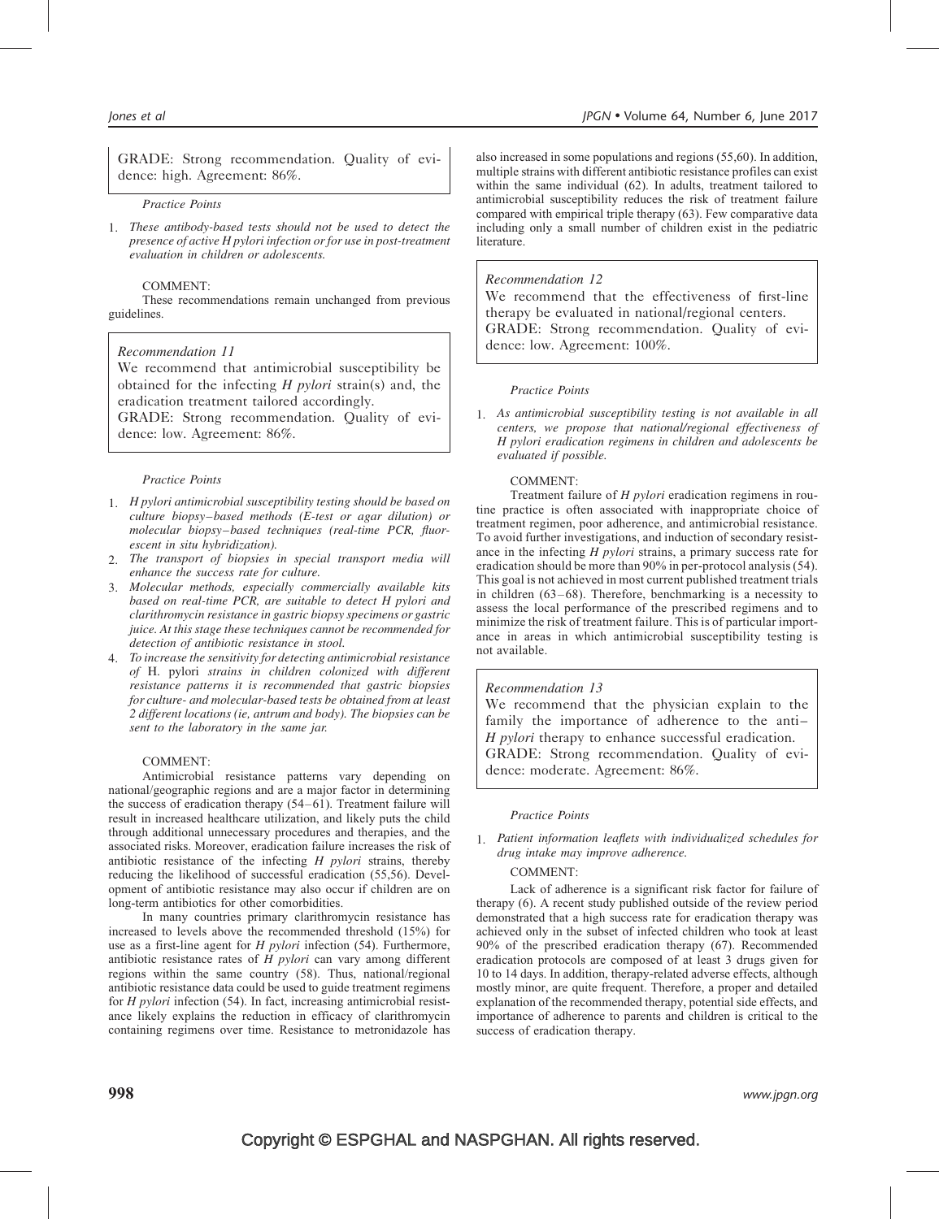GRADE: Strong recommendation. Quality of evidence: high. Agreement: 86%.

*Practice Points*

1. *These antibody-based tests should not be used to detect the presence of active H pylori infection or for use in post-treatment evaluation in children or adolescents.*

COMMENT:

These recommendations remain unchanged from previous guidelines.

*Recommendation 11*

We recommend that antimicrobial susceptibility be obtained for the infecting *H pylori* strain(s) and, the eradication treatment tailored accordingly.

GRADE: Strong recommendation. Quality of evidence: low. Agreement: 86%.

*Practice Points*

1. *H pylori antimicrobial susceptibility testing should be based on culture biopsy–based methods (E-test or agar dilution) or molecular biopsy–based techniques (real-time PCR, fluorescent in situ hybridization).*
2. *The transport of biopsies in special transport media will enhance the success rate for culture.*
3. *Molecular methods, especially commercially available kits based on real-time PCR, are suitable to detect H pylori and clarithromycin resistance in gastric biopsy specimens or gastric juice. At this stage these techniques cannot be recommended for detection of antibiotic resistance in stool.*
4. *To increase the sensitivity for detecting antimicrobial resistance of* H. pylori *strains in children colonized with different resistance patterns it is recommended that gastric biopsies for culture- and molecular-based tests be obtained from at least 2 different locations (ie, antrum and body). The biopsies can be sent to the laboratory in the same jar.*

COMMENT:

Antimicrobial resistance patterns vary depending on national/geographic regions and are a major factor in determining the success of eradication therapy (54–61). Treatment failure will result in increased healthcare utilization, and likely puts the child through additional unnecessary procedures and therapies, and the associated risks. Moreover, eradication failure increases the risk of antibiotic resistance of the infecting *H pylori* strains, thereby reducing the likelihood of successful eradication (55,56). Development of antibiotic resistance may also occur if children are on long-term antibiotics for other comorbidities.

In many countries primary clarithromycin resistance has increased to levels above the recommended threshold (15%) for use as a first-line agent for *H pylori* infection (54). Furthermore, antibiotic resistance rates of *H pylori* can vary among different regions within the same country (58). Thus, national/regional antibiotic resistance data could be used to guide treatment regimens for *H pylori* infection (54). In fact, increasing antimicrobial resistance likely explains the reduction in efficacy of clarithromycin containing regimens over time. Resistance to metronidazole has also increased in some populations and regions (55,60). In addition, multiple strains with different antibiotic resistance profiles can exist within the same individual (62). In adults, treatment tailored to antimicrobial susceptibility reduces the risk of treatment failure compared with empirical triple therapy (63). Few comparative data including only a small number of children exist in the pediatric literature.

*Recommendation 12*

We recommend that the effectiveness of first-line therapy be evaluated in national/regional centers.

GRADE: Strong recommendation. Quality of evidence: low. Agreement: 100%.

*Practice Points*

1. *As antimicrobial susceptibility testing is not available in all centers, we propose that national/regional effectiveness of H pylori eradication regimens in children and adolescents be evaluated if possible.*

COMMENT:

Treatment failure of *H pylori* eradication regimens in routine practice is often associated with inappropriate choice of treatment regimen, poor adherence, and antimicrobial resistance. To avoid further investigations, and induction of secondary resistance in the infecting *H pylori* strains, a primary success rate for eradication should be more than 90% in per-protocol analysis (54). This goal is not achieved in most current published treatment trials in children (63–68). Therefore, benchmarking is a necessity to assess the local performance of the prescribed regimens and to minimize the risk of treatment failure. This is of particular importance in areas in which antimicrobial susceptibility testing is not available.

*Recommendation 13*

We recommend that the physician explain to the family the importance of adherence to the anti–*H pylori* therapy to enhance successful eradication.

GRADE: Strong recommendation. Quality of evidence: moderate. Agreement: 86%.

*Practice Points*

1. *Patient information leaflets with individualized schedules for drug intake may improve adherence.*

COMMENT:

Lack of adherence is a significant risk factor for failure of therapy (6). A recent study published outside of the review period demonstrated that a high success rate for eradication therapy was achieved only in the subset of infected children who took at least 90% of the prescribed eradication therapy (67). Recommended eradication protocols are composed of at least 3 drugs given for 10 to 14 days. In addition, therapy-related adverse effects, although mostly minor, are quite frequent. Therefore, a proper and detailed explanation of the recommended therapy, potential side effects, and importance of adherence to parents and children is critical to the success of eradication therapy.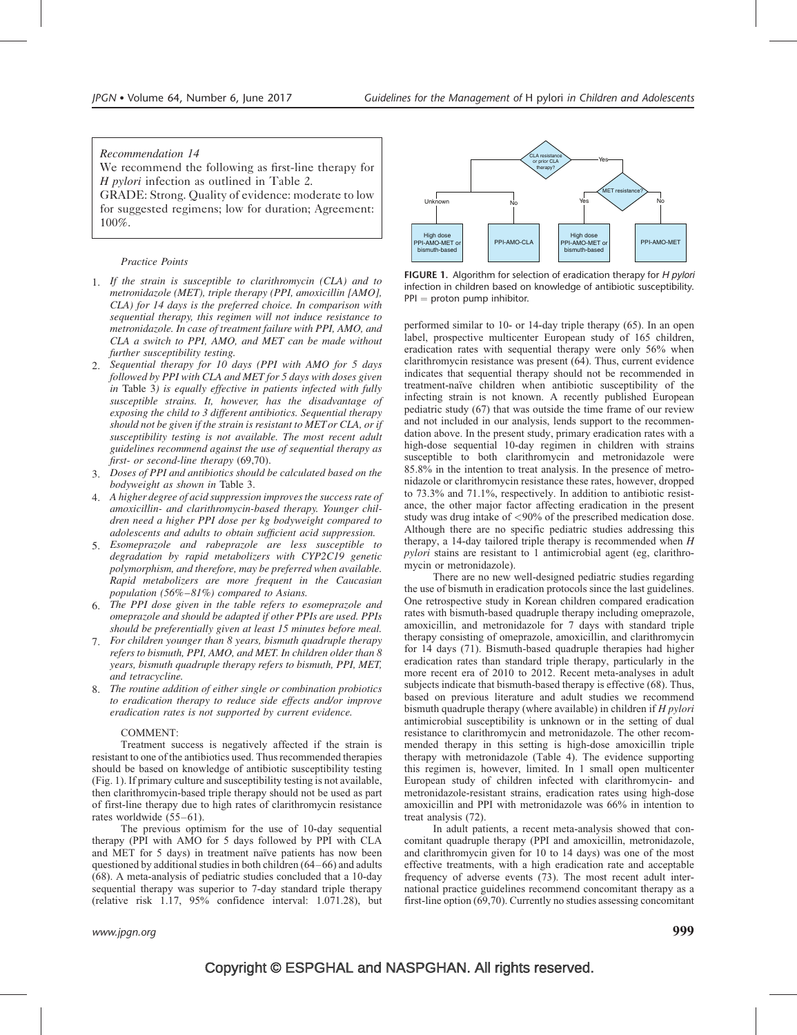*Recommendation 14*

We recommend the following as first-line therapy for *H pylori* infection as outlined in Table 2.

GRADE: Strong. Quality of evidence: moderate to low for suggested regimens; low for duration; Agreement: 100%.

*Practice Points*

1. *If the strain is susceptible to clarithromycin (CLA) and to metronidazole (MET), triple therapy (PPI, amoxicillin [AMO], CLA) for 14 days is the preferred choice. In comparison with sequential therapy, this regimen will not induce resistance to metronidazole. In case of treatment failure with PPI, AMO, and CLA a switch to PPI, AMO, and MET can be made without further susceptibility testing.*
2. *Sequential therapy for 10 days (PPI with AMO for 5 days followed by PPI with CLA and MET for 5 days with doses given in* Table 3*) is equally effective in patients infected with fully susceptible strains. It, however, has the disadvantage of exposing the child to 3 different antibiotics. Sequential therapy should not be given if the strain is resistant to MET or CLA, or if susceptibility testing is not available. The most recent adult guidelines recommend against the use of sequential therapy as first- or second-line therapy* (69,70).
3. *Doses of PPI and antibiotics should be calculated based on the bodyweight as shown in* Table 3.
4. *A higher degree of acid suppression improves the success rate of amoxicillin- and clarithromycin-based therapy. Younger children need a higher PPI dose per kg bodyweight compared to adolescents and adults to obtain sufficient acid suppression.*
5. *Esomeprazole and rabeprazole are less susceptible to degradation by rapid metabolizers with CYP2C19 genetic polymorphism, and therefore, may be preferred when available. Rapid metabolizers are more frequent in the Caucasian population (56%–81%) compared to Asians.*
6. *The PPI dose given in the table refers to esomeprazole and omeprazole and should be adapted if other PPIs are used. PPIs should be preferentially given at least 15 minutes before meal.*
7. *For children younger than 8 years, bismuth quadruple therapy refers to bismuth, PPI, AMO, and MET. In children older than 8 years, bismuth quadruple therapy refers to bismuth, PPI, MET, and tetracycline.*
8. *The routine addition of either single or combination probiotics to eradication therapy to reduce side effects and/or improve eradication rates is not supported by current evidence.*

COMMENT:

Treatment success is negatively affected if the strain is resistant to one of the antibiotics used. Thus recommended therapies should be based on knowledge of antibiotic susceptibility testing (Fig. 1). If primary culture and susceptibility testing is not available, then clarithromycin-based triple therapy should not be used as part of first-line therapy due to high rates of clarithromycin resistance rates worldwide (55–61).

The previous optimism for the use of 10-day sequential therapy (PPI with AMO for 5 days followed by PPI with CLA and MET for 5 days) in treatment naïve patients has now been questioned by additional studies in both children (64–66) and adults (68). A meta-analysis of pediatric studies concluded that a 10-day sequential therapy was superior to 7-day standard triple therapy (relative risk 1.17, 95% confidence interval: 1.071.28), but performed similar to 10- or 14-day triple therapy (65). In an open label, prospective multicenter European study of 165 children, eradication rates with sequential therapy were only 56% when clarithromycin resistance was present (64). Thus, current evidence indicates that sequential therapy should not be recommended in treatment-naïve children when antibiotic susceptibility of the infecting strain is not known. A recently published European pediatric study (67) that was outside the time frame of our review and not included in our analysis, lends support to the recommendation above. In the present study, primary eradication rates with a high-dose sequential 10-day regimen in children with strains susceptible to both clarithromycin and metronidazole were 85.8% in the intention to treat analysis. In the presence of metronidazole or clarithromycin resistance these rates, however, dropped to 73.3% and 71.1%, respectively. In addition to antibiotic resistance, the other major factor affecting eradication in the present study was drug intake of <90% of the prescribed medication dose. Although there are no specific pediatric studies addressing this therapy, a 14-day tailored triple therapy is recommended when *H pylori* stains are resistant to 1 antimicrobial agent (eg, clarithromycin or metronidazole).

There are no new well-designed pediatric studies regarding the use of bismuth in eradication protocols since the last guidelines. One retrospective study in Korean children compared eradication rates with bismuth-based quadruple therapy including omeprazole, amoxicillin, and metronidazole for 7 days with standard triple therapy consisting of omeprazole, amoxicillin, and clarithromycin for 14 days (71). Bismuth-based quadruple therapies had higher eradication rates than standard triple therapy, particularly in the more recent era of 2010 to 2012. Recent meta-analyses in adult subjects indicate that bismuth-based therapy is effective (68). Thus, based on previous literature and adult studies we recommend bismuth quadruple therapy (where available) in children if *H pylori* antimicrobial susceptibility is unknown or in the setting of dual resistance to clarithromycin and metronidazole. The other recommended therapy in this setting is high-dose amoxicillin triple therapy with metronidazole (Table 4). The evidence supporting this regimen is, however, limited. In 1 small open multicenter European study of children infected with clarithromycin- and metronidazole-resistant strains, eradication rates using high-dose amoxicillin and PPI with metronidazole was 66% in intention to treat analysis (72).

In adult patients, a recent meta-analysis showed that concomitant quadruple therapy (PPI and amoxicillin, metronidazole, and clarithromycin given for 10 to 14 days) was one of the most effective treatments, with a high eradication rate and acceptable frequency of adverse events (73). The most recent adult international practice guidelines recommend concomitant therapy as a first-line option (69,70). Currently no studies assessing concomitant

CLA resistance or prior CLA therapy? → Unknown: High dose PPI-AMO-MET or bismuth-based; No: PPI-AMO-CLA; Yes → MET resistance? → Yes: High dose PPI-AMO-MET or bismuth-based; No: PPI-AMO-MET

**FIGURE 1.** Algorithm for selection of eradication therapy for *H pylori* infection in children based on knowledge of antibiotic susceptibility. PPI = proton pump inhibitor.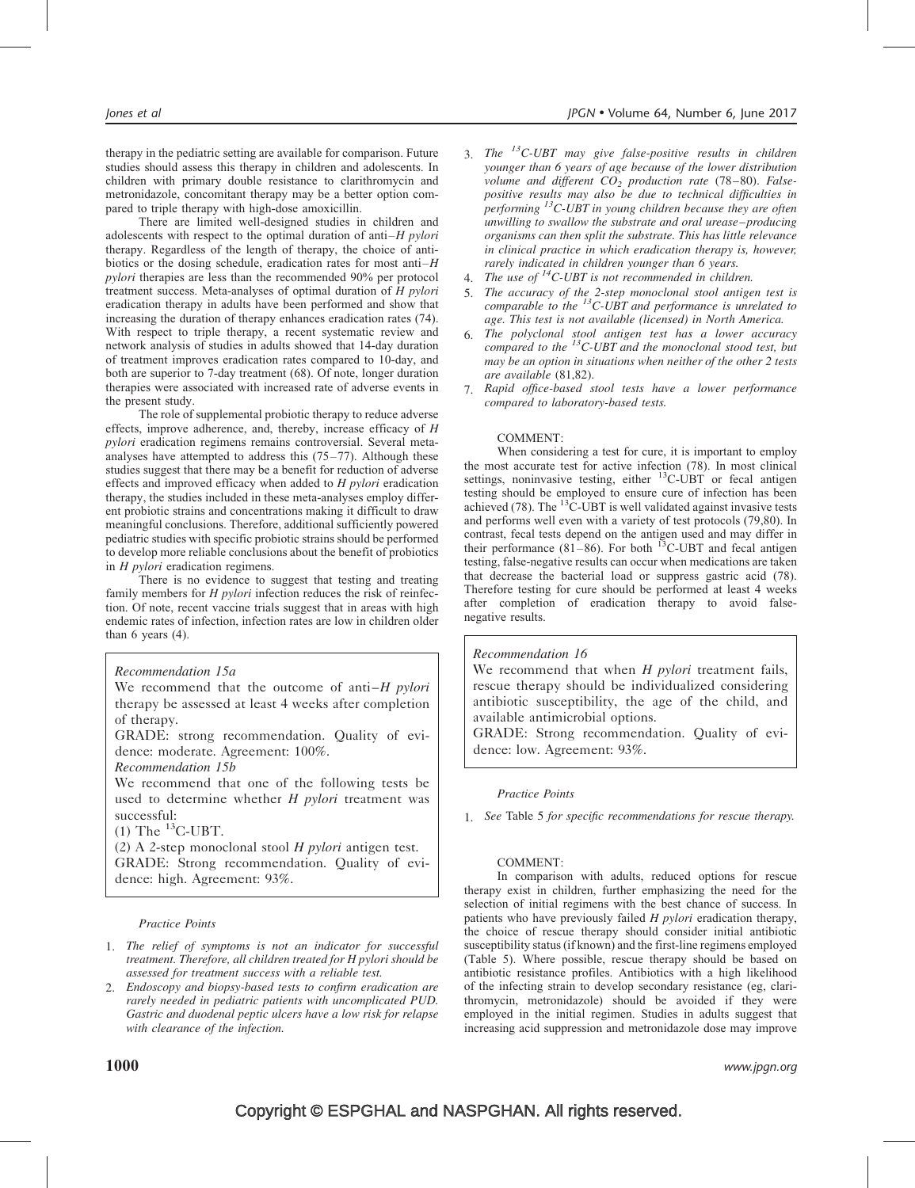therapy in the pediatric setting are available for comparison. Future studies should assess this therapy in children and adolescents. In children with primary double resistance to clarithromycin and metronidazole, concomitant therapy may be a better option compared to triple therapy with high-dose amoxicillin.

There are limited well-designed studies in children and adolescents with respect to the optimal duration of anti–*H pylori* therapy. Regardless of the length of therapy, the choice of antibiotics or the dosing schedule, eradication rates for most anti–*H pylori* therapies are less than the recommended 90% per protocol treatment success. Meta-analyses of optimal duration of *H pylori* eradication therapy in adults have been performed and show that increasing the duration of therapy enhances eradication rates (74). With respect to triple therapy, a recent systematic review and network analysis of studies in adults showed that 14-day duration of treatment improves eradication rates compared to 10-day, and both are superior to 7-day treatment (68). Of note, longer duration therapies were associated with increased rate of adverse events in the present study.

The role of supplemental probiotic therapy to reduce adverse effects, improve adherence, and, thereby, increase efficacy of *H pylori* eradication regimens remains controversial. Several meta-analyses have attempted to address this (75–77). Although these studies suggest that there may be a benefit for reduction of adverse effects and improved efficacy when added to *H pylori* eradication therapy, the studies included in these meta-analyses employ different probiotic strains and concentrations making it difficult to draw meaningful conclusions. Therefore, additional sufficiently powered pediatric studies with specific probiotic strains should be performed to develop more reliable conclusions about the benefit of probiotics in *H pylori* eradication regimens.

There is no evidence to suggest that testing and treating family members for *H pylori* infection reduces the risk of reinfection. Of note, recent vaccine trials suggest that in areas with high endemic rates of infection, infection rates are low in children older than 6 years (4).

*Recommendation 15a*

We recommend that the outcome of anti–*H pylori* therapy be assessed at least 4 weeks after completion of therapy.

GRADE: strong recommendation. Quality of evidence: moderate. Agreement: 100%.

*Recommendation 15b*

We recommend that one of the following tests be used to determine whether *H pylori* treatment was successful:

(1) The $^{13}$C-UBT.

(2) A 2-step monoclonal stool *H pylori* antigen test.

GRADE: Strong recommendation. Quality of evidence: high. Agreement: 93%.

*Practice Points*

1. *The relief of symptoms is not an indicator for successful treatment. Therefore, all children treated for H pylori should be assessed for treatment success with a reliable test.*
2. *Endoscopy and biopsy-based tests to confirm eradication are rarely needed in pediatric patients with uncomplicated PUD. Gastric and duodenal peptic ulcers have a low risk for relapse with clearance of the infection.*
3. *The $^{13}$C-UBT may give false-positive results in children younger than 6 years of age because of the lower distribution volume and different $CO_2$ production rate* (78–80). *False-positive results may also be due to technical difficulties in performing $^{13}$C-UBT in young children because they are often unwilling to swallow the substrate and oral urease–producing organisms can then split the substrate. This has little relevance in clinical practice in which eradication therapy is, however, rarely indicated in children younger than 6 years.*
4. *The use of $^{14}$C-UBT is not recommended in children.*
5. *The accuracy of the 2-step monoclonal stool antigen test is comparable to the $^{13}$C-UBT and performance is unrelated to age. This test is not available (licensed) in North America.*
6. *The polyclonal stool antigen test has a lower accuracy compared to the $^{13}$C-UBT and the monoclonal stood test, but may be an option in situations when neither of the other 2 tests are available* (81,82).
7. *Rapid office-based stool tests have a lower performance compared to laboratory-based tests.*

COMMENT:

When considering a test for cure, it is important to employ the most accurate test for active infection (78). In most clinical settings, noninvasive testing, either $^{13}$C-UBT or fecal antigen testing should be employed to ensure cure of infection has been achieved (78). The $^{13}$C-UBT is well validated against invasive tests and performs well even with a variety of test protocols (79,80). In contrast, fecal tests depend on the antigen used and may differ in their performance (81–86). For both $^{13}$C-UBT and fecal antigen testing, false-negative results can occur when medications are taken that decrease the bacterial load or suppress gastric acid (78). Therefore testing for cure should be performed at least 4 weeks after completion of eradication therapy to avoid false-negative results.

*Recommendation 16*

We recommend that when *H pylori* treatment fails, rescue therapy should be individualized considering antibiotic susceptibility, the age of the child, and available antimicrobial options.

GRADE: Strong recommendation. Quality of evidence: low. Agreement: 93%.

*Practice Points*

1. *See* Table 5 *for specific recommendations for rescue therapy.*

COMMENT:

In comparison with adults, reduced options for rescue therapy exist in children, further emphasizing the need for the selection of initial regimens with the best chance of success. In patients who have previously failed *H pylori* eradication therapy, the choice of rescue therapy should consider initial antibiotic susceptibility status (if known) and the first-line regimens employed (Table 5). Where possible, rescue therapy should be based on antibiotic resistance profiles. Antibiotics with a high likelihood of the infecting strain to develop secondary resistance (eg, clarithromycin, metronidazole) should be avoided if they were employed in the initial regimen. Studies in adults suggest that increasing acid suppression and metronidazole dose may improve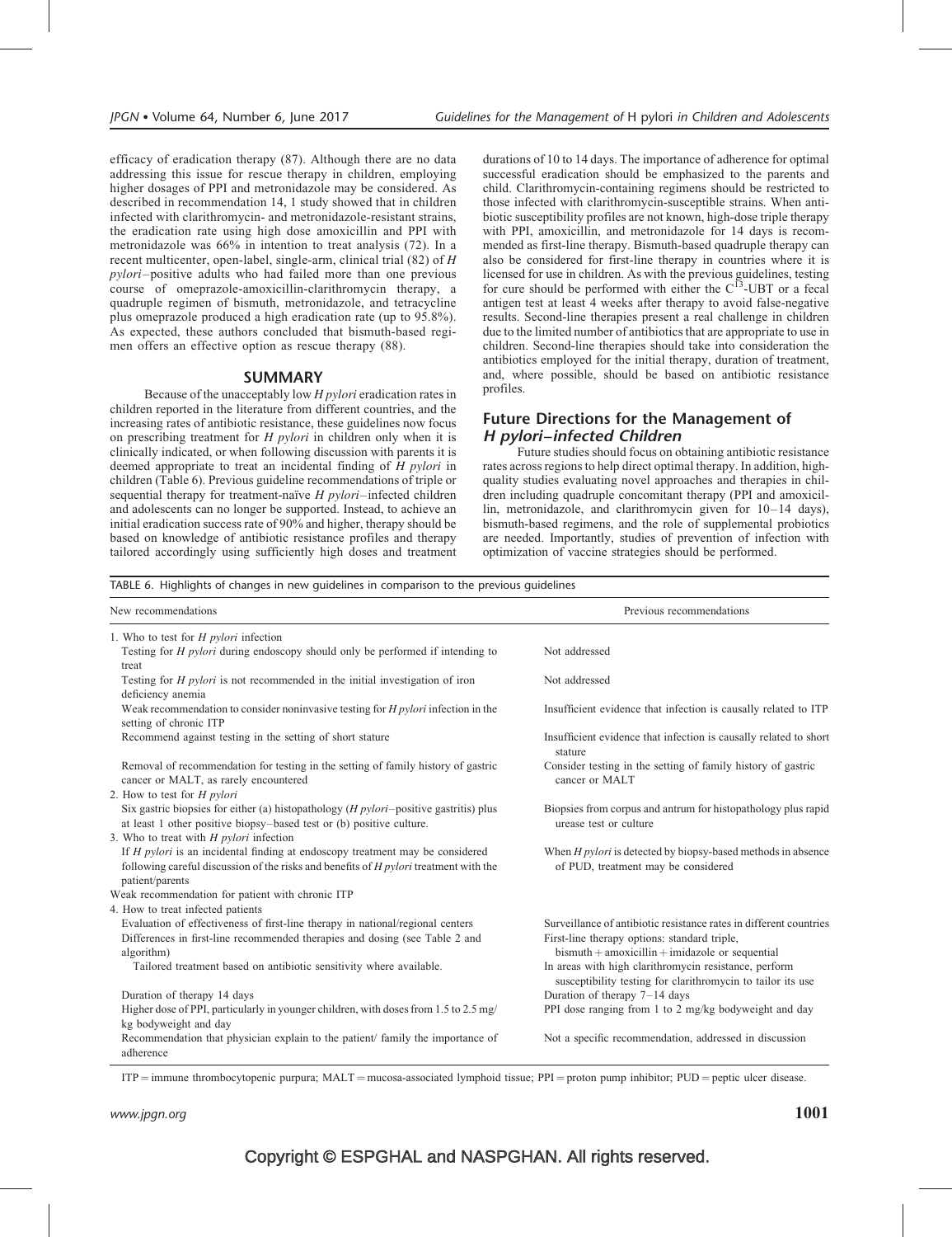efficacy of eradication therapy (87). Although there are no data addressing this issue for rescue therapy in children, employing higher dosages of PPI and metronidazole may be considered. As described in recommendation 14, 1 study showed that in children infected with clarithromycin- and metronidazole-resistant strains, the eradication rate using high dose amoxicillin and PPI with metronidazole was 66% in intention to treat analysis (72). In a recent multicenter, open-label, single-arm, clinical trial (82) of *H pylori*–positive adults who had failed more than one previous course of omeprazole-amoxicillin-clarithromycin therapy, a quadruple regimen of bismuth, metronidazole, and tetracycline plus omeprazole produced a high eradication rate (up to 95.8%). As expected, these authors concluded that bismuth-based regimen offers an effective option as rescue therapy (88).

## SUMMARY

Because of the unacceptably low *H pylori* eradication rates in children reported in the literature from different countries, and the increasing rates of antibiotic resistance, these guidelines now focus on prescribing treatment for *H pylori* in children only when it is clinically indicated, or when following discussion with parents it is deemed appropriate to treat an incidental finding of *H pylori* in children (Table 6). Previous guideline recommendations of triple or sequential therapy for treatment-naïve *H pylori*–infected children and adolescents can no longer be supported. Instead, to achieve an initial eradication success rate of 90% and higher, therapy should be based on knowledge of antibiotic resistance profiles and therapy tailored accordingly using sufficiently high doses and treatment durations of 10 to 14 days. The importance of adherence for optimal successful eradication should be emphasized to the parents and child. Clarithromycin-containing regimens should be restricted to those infected with clarithromycin-susceptible strains. When antibiotic susceptibility profiles are not known, high-dose triple therapy with PPI, amoxicillin, and metronidazole for 14 days is recommended as first-line therapy. Bismuth-based quadruple therapy can also be considered for first-line therapy in countries where it is licensed for use in children. As with the previous guidelines, testing for cure should be performed with either the $C^{13}$-UBT or a fecal antigen test at least 4 weeks after therapy to avoid false-negative results. Second-line therapies present a real challenge in children due to the limited number of antibiotics that are appropriate to use in children. Second-line therapies should take into consideration the antibiotics employed for the initial therapy, duration of treatment, and, where possible, should be based on antibiotic resistance profiles.

### Future Directions for the Management of *H pylori*–infected Children

Future studies should focus on obtaining antibiotic resistance rates across regions to help direct optimal therapy. In addition, high-quality studies evaluating novel approaches and therapies in children including quadruple concomitant therapy (PPI and amoxicillin, metronidazole, and clarithromycin given for 10–14 days), bismuth-based regimens, and the role of supplemental probiotics are needed. Importantly, studies of prevention of infection with optimization of vaccine strategies should be performed.

TABLE 6. Highlights of changes in new guidelines in comparison to the previous guidelines

| New recommendations | Previous recommendations |
|---|---|
| 1. Who to test for *H pylori* infection | |
| Testing for *H pylori* during endoscopy should only be performed if intending to treat | Not addressed |
| Testing for *H pylori* is not recommended in the initial investigation of iron deficiency anemia | Not addressed |
| Weak recommendation to consider noninvasive testing for *H pylori* infection in the setting of chronic ITP | Insufficient evidence that infection is causally related to ITP |
| Recommend against testing in the setting of short stature | Insufficient evidence that infection is causally related to short stature |
| Removal of recommendation for testing in the setting of family history of gastric cancer or MALT, as rarely encountered | Consider testing in the setting of family history of gastric cancer or MALT |
| 2. How to test for *H pylori* | |
| Six gastric biopsies for either (a) histopathology (*H pylori*–positive gastritis) plus at least 1 other positive biopsy–based test or (b) positive culture. | Biopsies from corpus and antrum for histopathology plus rapid urease test or culture |
| 3. Who to treat with *H pylori* infection | |
| If *H pylori* is an incidental finding at endoscopy treatment may be considered following careful discussion of the risks and benefits of *H pylori* treatment with the patient/parents | When *H pylori* is detected by biopsy-based methods in absence of PUD, treatment may be considered |
| Weak recommendation for patient with chronic ITP | |
| 4. How to treat infected patients | |
| Evaluation of effectiveness of first-line therapy in national/regional centers | Surveillance of antibiotic resistance rates in different countries |
| Differences in first-line recommended therapies and dosing (see Table 2 and algorithm) | First-line therapy options: standard triple, bismuth + amoxicillin + imidazole or sequential |
| Tailored treatment based on antibiotic sensitivity where available. | In areas with high clarithromycin resistance, perform susceptibility testing for clarithromycin to tailor its use |
| Duration of therapy 14 days | Duration of therapy 7–14 days |
| Higher dose of PPI, particularly in younger children, with doses from 1.5 to 2.5 mg/kg bodyweight and day | PPI dose ranging from 1 to 2 mg/kg bodyweight and day |
| Recommendation that physician explain to the patient/ family the importance of adherence | Not a specific recommendation, addressed in discussion |

ITP = immune thrombocytopenic purpura; MALT = mucosa-associated lymphoid tissue; PPI = proton pump inhibitor; PUD = peptic ulcer disease.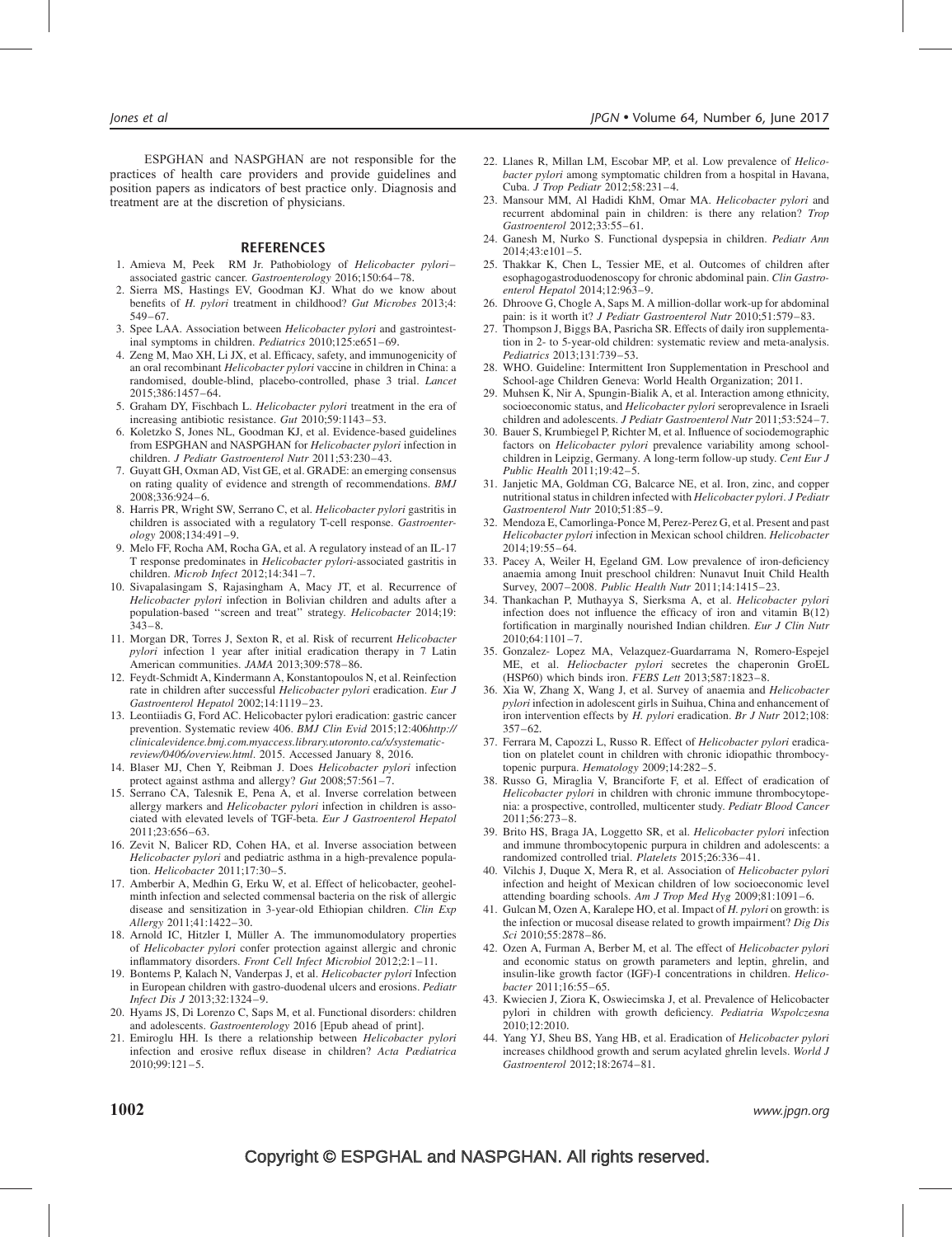ESPGHAN and NASPGHAN are not responsible for the practices of health care providers and provide guidelines and position papers as indicators of best practice only. Diagnosis and treatment are at the discretion of physicians.

## REFERENCES

1. Amieva M, Peek RM Jr. Pathobiology of *Helicobacter pylori*–associated gastric cancer. *Gastroenterology* 2016;150:64–78.
2. Sierra MS, Hastings EV, Goodman KJ. What do we know about benefits of *H. pylori* treatment in childhood? *Gut Microbes* 2013;4:549–67.
3. Spee LAA. Association between *Helicobacter pylori* and gastrointestinal symptoms in children. *Pediatrics* 2010;125:e651–69.
4. Zeng M, Mao XH, Li JX, et al. Efficacy, safety, and immunogenicity of an oral recombinant *Helicobacter pylori* vaccine in children in China: a randomised, double-blind, placebo-controlled, phase 3 trial. *Lancet* 2015;386:1457–64.
5. Graham DY, Fischbach L. *Helicobacter pylori* treatment in the era of increasing antibiotic resistance. *Gut* 2010;59:1143–53.
6. Koletzko S, Jones NL, Goodman KJ, et al. Evidence-based guidelines from ESPGHAN and NASPGHAN for *Helicobacter pylori* infection in children. *J Pediatr Gastroenterol Nutr* 2011;53:230–43.
7. Guyatt GH, Oxman AD, Vist GE, et al. GRADE: an emerging consensus on rating quality of evidence and strength of recommendations. *BMJ* 2008;336:924–6.
8. Harris PR, Wright SW, Serrano C, et al. *Helicobacter pylori* gastritis in children is associated with a regulatory T-cell response. *Gastroenterology* 2008;134:491–9.
9. Melo FF, Rocha AM, Rocha GA, et al. A regulatory instead of an IL-17 T response predominates in *Helicobacter pylori*-associated gastritis in children. *Microb Infect* 2012;14:341–7.
10. Sivapalasingam S, Rajasingham A, Macy JT, et al. Recurrence of *Helicobacter pylori* infection in Bolivian children and adults after a population-based "screen and treat" strategy. *Helicobacter* 2014;19:343–8.
11. Morgan DR, Torres J, Sexton R, et al. Risk of recurrent *Helicobacter pylori* infection 1 year after initial eradication therapy in 7 Latin American communities. *JAMA* 2013;309:578–86.
12. Feydt-Schmidt A, Kindermann A, Konstantopoulos N, et al. Reinfection rate in children after successful *Helicobacter pylori* eradication. *Eur J Gastroenterol Hepatol* 2002;14:1119–23.
13. Leontiiadis G, Ford AC. Helicobacter pylori eradication: gastric cancer prevention. Systematic review 406. *BMJ Clin Evid* 2015;12:406*http://clinicalevidence.bmj.com.myaccess.library.utoronto.ca/x/systematic-review/0406/overview.html*. 2015. Accessed January 8, 2016.
14. Blaser MJ, Chen Y, Reibman J. Does *Helicobacter pylori* infection protect against asthma and allergy? *Gut* 2008;57:561–7.
15. Serrano CA, Talesnik E, Pena A, et al. Inverse correlation between allergy markers and *Helicobacter pylori* infection in children is associated with elevated levels of TGF-beta. *Eur J Gastroenterol Hepatol* 2011;23:656–63.
16. Zevit N, Balicer RD, Cohen HA, et al. Inverse association between *Helicobacter pylori* and pediatric asthma in a high-prevalence population. *Helicobacter* 2011;17:30–5.
17. Amberbir A, Medhin G, Erku W, et al. Effect of helicobacter, geohelminth infection and selected commensal bacteria on the risk of allergic disease and sensitization in 3-year-old Ethiopian children. *Clin Exp Allergy* 2011;41:1422–30.
18. Arnold IC, Hitzler I, Müller A. The immunomodulatory properties of *Helicobacter pylori* confer protection against allergic and chronic inflammatory disorders. *Front Cell Infect Microbiol* 2012;2:1–11.
19. Bontems P, Kalach N, Vanderpas J, et al. *Helicobacter pylori* Infection in European children with gastro-duodenal ulcers and erosions. *Pediatr Infect Dis J* 2013;32:1324–9.
20. Hyams JS, Di Lorenzo C, Saps M, et al. Functional disorders: children and adolescents. *Gastroenterology* 2016 [Epub ahead of print].
21. Emiroglu HH. Is there a relationship between *Helicobacter pylori* infection and erosive reflux disease in children? *Acta Pædiatrica* 2010;99:121–5.
22. Llanes R, Millan LM, Escobar MP, et al. Low prevalence of *Helicobacter pylori* among symptomatic children from a hospital in Havana, Cuba. *J Trop Pediatr* 2012;58:231–4.
23. Mansour MM, Al Hadidi KhM, Omar MA. *Helicobacter pylori* and recurrent abdominal pain in children: is there any relation? *Trop Gastroenterol* 2012;33:55–61.
24. Ganesh M, Nurko S. Functional dyspepsia in children. *Pediatr Ann* 2014;43:e101–5.
25. Thakkar K, Chen L, Tessier ME, et al. Outcomes of children after esophagogastroduodenoscopy for chronic abdominal pain. *Clin Gastroenterol Hepatol* 2014;12:963–9.
26. Dhroove G, Chogle A, Saps M. A million-dollar work-up for abdominal pain: is it worth it? *J Pediatr Gastroenterol Nutr* 2010;51:579–83.
27. Thompson J, Biggs BA, Pasricha SR. Effects of daily iron supplementation in 2- to 5-year-old children: systematic review and meta-analysis. *Pediatrics* 2013;131:739–53.
28. WHO. Guideline: Intermittent Iron Supplementation in Preschool and School-age Children Geneva: World Health Organization; 2011.
29. Muhsen K, Nir A, Spungin-Bialik A, et al. Interaction among ethnicity, socioeconomic status, and *Helicobacter pylori* seroprevalence in Israeli children and adolescents. *J Pediatr Gastroenterol Nutr* 2011;53:524–7.
30. Bauer S, Krumbiegel P, Richter M, et al. Influence of sociodemographic factors on *Helicobacter pylori* prevalence variability among schoolchildren in Leipzig, Germany. A long-term follow-up study. *Cent Eur J Public Health* 2011;19:42–5.
31. Janjetic MA, Goldman CG, Balcarce NE, et al. Iron, zinc, and copper nutritional status in children infected with *Helicobacter pylori*. *J Pediatr Gastroenterol Nutr* 2010;51:85–9.
32. Mendoza E, Camorlinga-Ponce M, Perez-Perez G, et al. Present and past *Helicobacter pylori* infection in Mexican school children. *Helicobacter* 2014;19:55–64.
33. Pacey A, Weiler H, Egeland GM. Low prevalence of iron-deficiency anaemia among Inuit preschool children: Nunavut Inuit Child Health Survey, 2007–2008. *Public Health Nutr* 2011;14:1415–23.
34. Thankachan P, Muthayya S, Sierksma A, et al. *Helicobacter pylori* infection does not influence the efficacy of iron and vitamin B(12) fortification in marginally nourished Indian children. *Eur J Clin Nutr* 2010;64:1101–7.
35. Gonzalez- Lopez MA, Velazquez-Guardarrama N, Romero-Espejel ME, et al. *Heliocbacter pylori* secretes the chaperonin GroEL (HSP60) which binds iron. *FEBS Lett* 2013;587:1823–8.
36. Xia W, Zhang X, Wang J, et al. Survey of anaemia and *Helicobacter pylori* infection in adolescent girls in Suihua, China and enhancement of iron intervention effects by *H. pylori* eradication. *Br J Nutr* 2012;108:357–62.
37. Ferrara M, Capozzi L, Russo R. Effect of *Helicobacter pylori* eradication on platelet count in children with chronic idiopathic thrombocytopenic purpura. *Hematology* 2009;14:282–5.
38. Russo G, Miraglia V, Branciforte F, et al. Effect of eradication of *Helicobacter pylori* in children with chronic immune thrombocytopenia: a prospective, controlled, multicenter study. *Pediatr Blood Cancer* 2011;56:273–8.
39. Brito HS, Braga JA, Loggetto SR, et al. *Helicobacter pylori* infection and immune thrombocytopenic purpura in children and adolescents: a randomized controlled trial. *Platelets* 2015;26:336–41.
40. Vilchis J, Duque X, Mera R, et al. Association of *Helicobacter pylori* infection and height of Mexican children of low socioeconomic level attending boarding schools. *Am J Trop Med Hyg* 2009;81:1091–6.
41. Gulcan M, Ozen A, Karalepe HO, et al. Impact of *H. pylori* on growth: is the infection or mucosal disease related to growth impairment? *Dig Dis Sci* 2010;55:2878–86.
42. Ozen A, Furman A, Berber M, et al. The effect of *Helicobacter pylori* and economic status on growth parameters and leptin, ghrelin, and insulin-like growth factor (IGF)-I concentrations in children. *Helicobacter* 2011;16:55–65.
43. Kwiecien J, Ziora K, Oswiecimska J, et al. Prevalence of Helicobacter pylori in children with growth deficiency. *Pediatria Wspolczesna* 2010;12:2010.
44. Yang YJ, Sheu BS, Yang HB, et al. Eradication of *Helicobacter pylori* increases childhood growth and serum acylated ghrelin levels. *World J Gastroenterol* 2012;18:2674–81.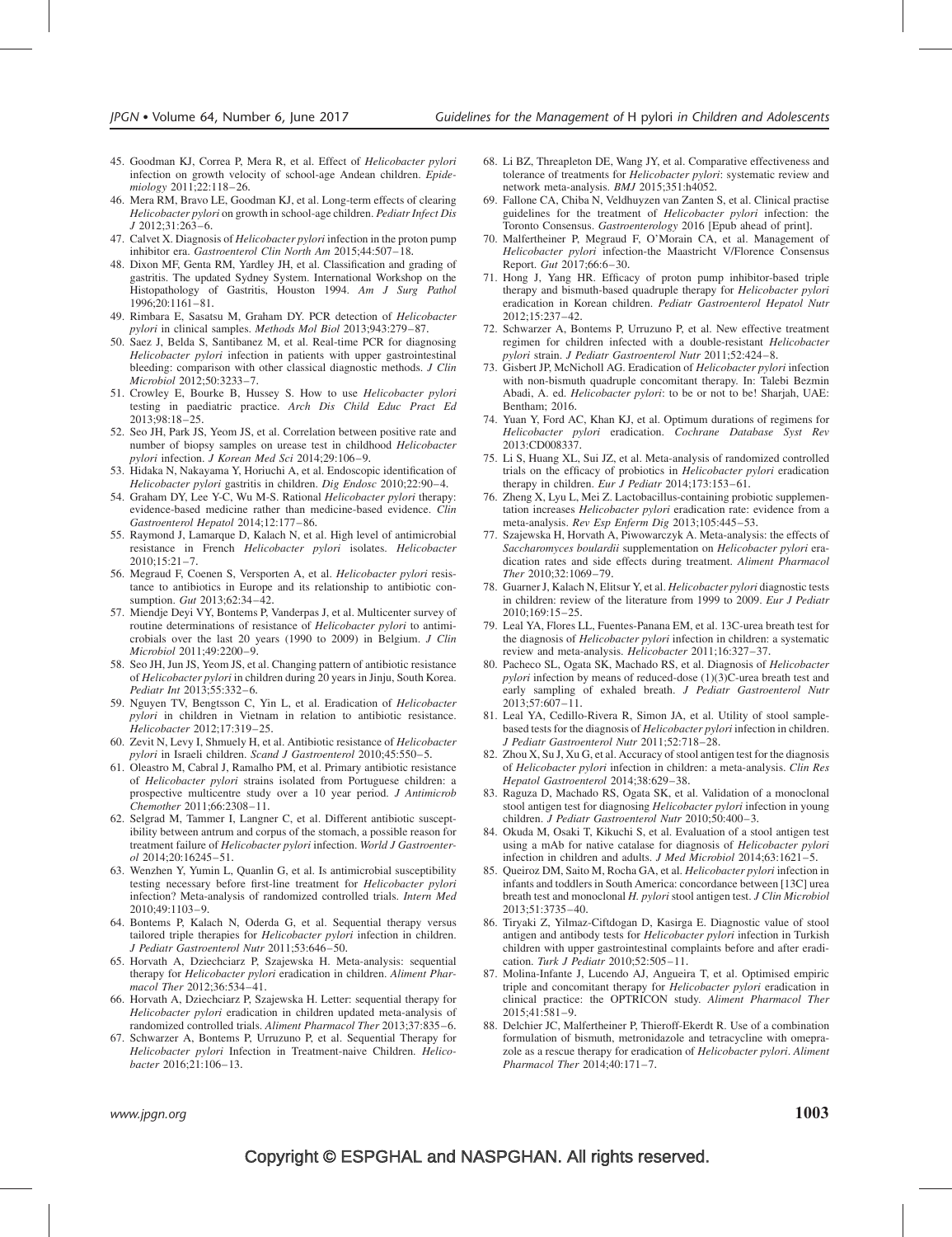45. Goodman KJ, Correa P, Mera R, et al. Effect of *Helicobacter pylori* infection on growth velocity of school-age Andean children. *Epidemiology* 2011;22:118–26.
46. Mera RM, Bravo LE, Goodman KJ, et al. Long-term effects of clearing *Helicobacter pylori* on growth in school-age children. *Pediatr Infect Dis J* 2012;31:263–6.
47. Calvet X. Diagnosis of *Helicobacter pylori* infection in the proton pump inhibitor era. *Gastroenterol Clin North Am* 2015;44:507–18.
48. Dixon MF, Genta RM, Yardley JH, et al. Classification and grading of gastritis. The updated Sydney System. International Workshop on the Histopathology of Gastritis, Houston 1994. *Am J Surg Pathol* 1996;20:1161–81.
49. Rimbara E, Sasatsu M, Graham DY. PCR detection of *Helicobacter pylori* in clinical samples. *Methods Mol Biol* 2013;943:279–87.
50. Saez J, Belda S, Santibanez M, et al. Real-time PCR for diagnosing *Helicobacter pylori* infection in patients with upper gastrointestinal bleeding: comparison with other classical diagnostic methods. *J Clin Microbiol* 2012;50:3233–7.
51. Crowley E, Bourke B, Hussey S. How to use *Helicobacter pylori* testing in paediatric practice. *Arch Dis Child Educ Pract Ed* 2013;98:18–25.
52. Seo JH, Park JS, Yeom JS, et al. Correlation between positive rate and number of biopsy samples on urease test in childhood *Helicobacter pylori* infection. *J Korean Med Sci* 2014;29:106–9.
53. Hidaka N, Nakayama Y, Horiuchi A, et al. Endoscopic identification of *Helicobacter pylori* gastritis in children. *Dig Endosc* 2010;22:90–4.
54. Graham DY, Lee Y-C, Wu M-S. Rational *Helicobacter pylori* therapy: evidence-based medicine rather than medicine-based evidence. *Clin Gastroenterol Hepatol* 2014;12:177–86.
55. Raymond J, Lamarque D, Kalach N, et al. High level of antimicrobial resistance in French *Helicobacter pylori* isolates. *Helicobacter* 2010;15:21–7.
56. Megraud F, Coenen S, Versporten A, et al. *Helicobacter pylori* resistance to antibiotics in Europe and its relationship to antibiotic consumption. *Gut* 2013;62:34–42.
57. Miendje Deyi VY, Bontems P, Vanderpas J, et al. Multicenter survey of routine determinations of resistance of *Helicobacter pylori* to antimicrobials over the last 20 years (1990 to 2009) in Belgium. *J Clin Microbiol* 2011;49:2200–9.
58. Seo JH, Jun JS, Yeom JS, et al. Changing pattern of antibiotic resistance of *Helicobacter pylori* in children during 20 years in Jinju, South Korea. *Pediatr Int* 2013;55:332–6.
59. Nguyen TV, Bengtsson C, Yin L, et al. Eradication of *Helicobacter pylori* in children in Vietnam in relation to antibiotic resistance. *Helicobacter* 2012;17:319–25.
60. Zevit N, Levy I, Shmuely H, et al. Antibiotic resistance of *Helicobacter pylori* in Israeli children. *Scand J Gastroenterol* 2010;45:550–5.
61. Oleastro M, Cabral J, Ramalho PM, et al. Primary antibiotic resistance of *Helicobacter pylori* strains isolated from Portuguese children: a prospective multicentre study over a 10 year period. *J Antimicrob Chemother* 2011;66:2308–11.
62. Selgrad M, Tammer I, Langner C, et al. Different antibiotic susceptibility between antrum and corpus of the stomach, a possible reason for treatment failure of *Helicobacter pylori* infection. *World J Gastroenterol* 2014;20:16245–51.
63. Wenzhen Y, Yumin L, Quanlin G, et al. Is antimicrobial susceptibility testing necessary before first-line treatment for *Helicobacter pylori* infection? Meta-analysis of randomized controlled trials. *Intern Med* 2010;49:1103–9.
64. Bontems P, Kalach N, Oderda G, et al. Sequential therapy versus tailored triple therapies for *Helicobacter pylori* infection in children. *J Pediatr Gastroenterol Nutr* 2011;53:646–50.
65. Horvath A, Dziechciarz P, Szajewska H. Meta-analysis: sequential therapy for *Helicobacter pylori* eradication in children. *Aliment Pharmacol Ther* 2012;36:534–41.
66. Horvath A, Dziechciarz P, Szajewska H. Letter: sequential therapy for *Helicobacter pylori* eradication in children updated meta-analysis of randomized controlled trials. *Aliment Pharmacol Ther* 2013;37:835–6.
67. Schwarzer A, Bontems P, Urruzuno P, et al. Sequential Therapy for *Helicobacter pylori* Infection in Treatment-naive Children. *Helicobacter* 2016;21:106–13.
68. Li BZ, Threapleton DE, Wang JY, et al. Comparative effectiveness and tolerance of treatments for *Helicobacter pylori*: systematic review and network meta-analysis. *BMJ* 2015;351:h4052.
69. Fallone CA, Chiba N, Veldhuyzen van Zanten S, et al. Clinical practise guidelines for the treatment of *Helicobacter pylori* infection: the Toronto Consensus. *Gastroenterology* 2016 [Epub ahead of print].
70. Malfertheiner P, Megraud F, O'Morain CA, et al. Management of *Helicobacter pylori* infection-the Maastricht V/Florence Consensus Report. *Gut* 2017;66:6–30.
71. Hong J, Yang HR. Efficacy of proton pump inhibitor-based triple therapy and bismuth-based quadruple therapy for *Helicobacter pylori* eradication in Korean children. *Pediatr Gastroenterol Hepatol Nutr* 2012;15:237–42.
72. Schwarzer A, Bontems P, Urruzuno P, et al. New effective treatment regimen for children infected with a double-resistant *Helicobacter pylori* strain. *J Pediatr Gastroenterol Nutr* 2011;52:424–8.
73. Gisbert JP, McNicholl AG. Eradication of *Helicobacter pylori* infection with non-bismuth quadruple concomitant therapy. In: Talebi Bezmin Abadi, A. ed. *Helicobacter pylori*: to be or not to be! Sharjah, UAE: Bentham; 2016.
74. Yuan Y, Ford AC, Khan KJ, et al. Optimum durations of regimens for *Helicobacter pylori* eradication. *Cochrane Database Syst Rev* 2013:CD008337.
75. Li S, Huang XL, Sui JZ, et al. Meta-analysis of randomized controlled trials on the efficacy of probiotics in *Helicobacter pylori* eradication therapy in children. *Eur J Pediatr* 2014;173:153–61.
76. Zheng X, Lyu L, Mei Z. Lactobacillus-containing probiotic supplementation increases *Helicobacter pylori* eradication rate: evidence from a meta-analysis. *Rev Esp Enferm Dig* 2013;105:445–53.
77. Szajewska H, Horvath A, Piwowarczyk A. Meta-analysis: the effects of *Saccharomyces boulardii* supplementation on *Helicobacter pylori* eradication rates and side effects during treatment. *Aliment Pharmacol Ther* 2010;32:1069–79.
78. Guarner J, Kalach N, Elitsur Y, et al. *Helicobacter pylori* diagnostic tests in children: review of the literature from 1999 to 2009. *Eur J Pediatr* 2010;169:15–25.
79. Leal YA, Flores LL, Fuentes-Panana EM, et al. 13C-urea breath test for the diagnosis of *Helicobacter pylori* infection in children: a systematic review and meta-analysis. *Helicobacter* 2011;16:327–37.
80. Pacheco SL, Ogata SK, Machado RS, et al. Diagnosis of *Helicobacter pylori* infection by means of reduced-dose (1)(3)C-urea breath test and early sampling of exhaled breath. *J Pediatr Gastroenterol Nutr* 2013;57:607–11.
81. Leal YA, Cedillo-Rivera R, Simon JA, et al. Utility of stool sample-based tests for the diagnosis of *Helicobacter pylori* infection in children. *J Pediatr Gastroenterol Nutr* 2011;52:718–28.
82. Zhou X, Su J, Xu G, et al. Accuracy of stool antigen test for the diagnosis of *Helicobacter pylori* infection in children: a meta-analysis. *Clin Res Hepatol Gastroenterol* 2014;38:629–38.
83. Raguza D, Machado RS, Ogata SK, et al. Validation of a monoclonal stool antigen test for diagnosing *Helicobacter pylori* infection in young children. *J Pediatr Gastroenterol Nutr* 2010;50:400–3.
84. Okuda M, Osaki T, Kikuchi S, et al. Evaluation of a stool antigen test using a mAb for native catalase for diagnosis of *Helicobacter pylori* infection in children and adults. *J Med Microbiol* 2014;63:1621–5.
85. Queiroz DM, Saito M, Rocha GA, et al. *Helicobacter pylori* infection in infants and toddlers in South America: concordance between [13C] urea breath test and monoclonal *H. pylori* stool antigen test. *J Clin Microbiol* 2013;51:3735–40.
86. Tiryaki Z, Yilmaz-Ciftdogan D, Kasirga E. Diagnostic value of stool antigen and antibody tests for *Helicobacter pylori* infection in Turkish children with upper gastrointestinal complaints before and after eradication. *Turk J Pediatr* 2010;52:505–11.
87. Molina-Infante J, Lucendo AJ, Angueira T, et al. Optimised empiric triple and concomitant therapy for *Helicobacter pylori* eradication in clinical practice: the OPTRICON study. *Aliment Pharmacol Ther* 2015;41:581–9.
88. Delchier JC, Malfertheiner P, Thieroff-Ekerdt R. Use of a combination formulation of bismuth, metronidazole and tetracycline with omeprazole as a rescue therapy for eradication of *Helicobacter pylori*. *Aliment Pharmacol Ther* 2014;40:171–7.